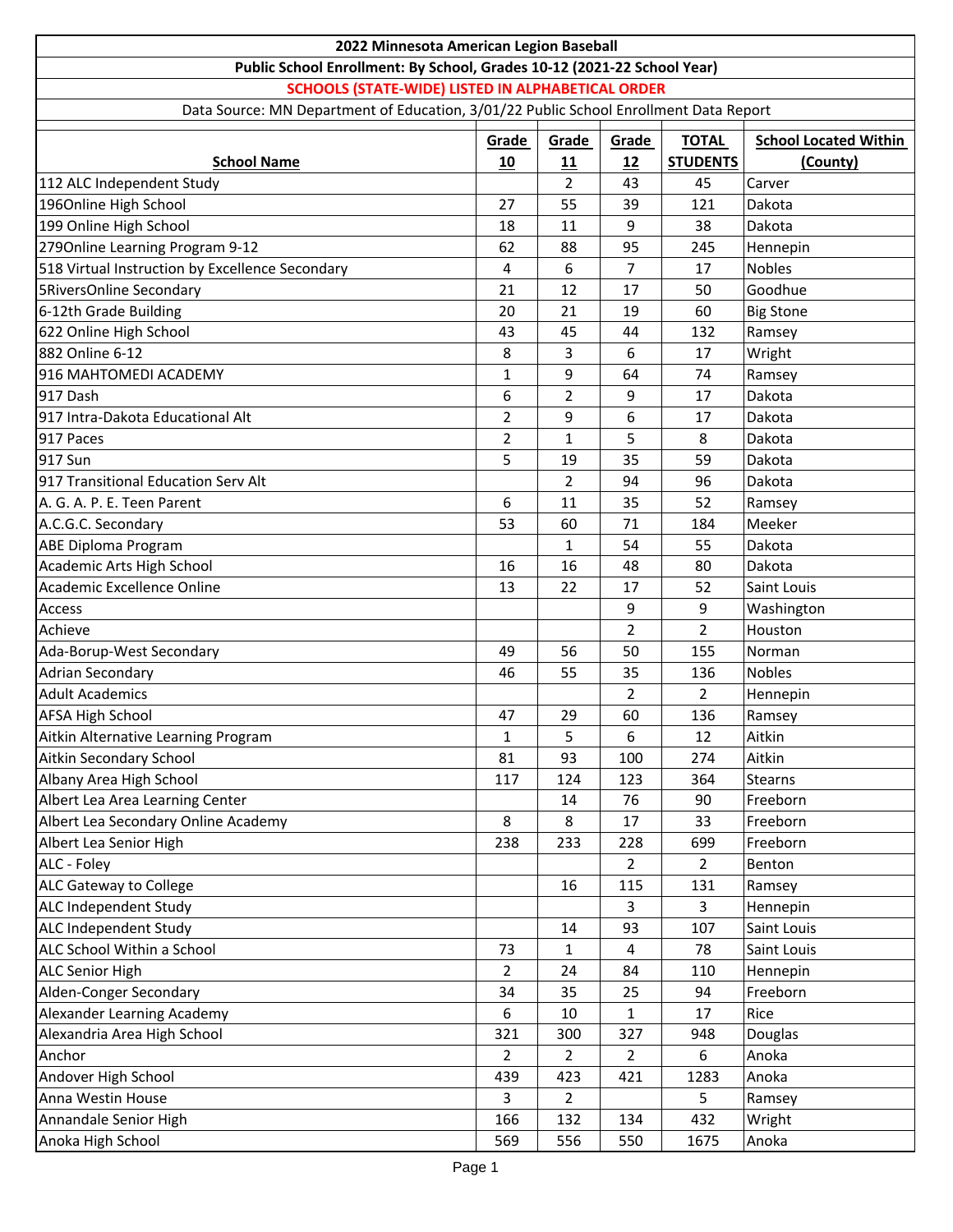# 2022 Minnesota American Legion Baseball

## Public School Enrollment: By School, Grades 10-12 (2021-22 School Year)

**SCHOOLS (STATE-WIDE) LISTED IN ALPHABETICAL ORDER**

Data Source: MN Department of Education, 3/01/22 Public School Enrollment Data Report

| School Name | Grade 10 | Grade 11 | Grade 12 | TOTAL STUDENTS | School Located Within (County) |
|---|---|---|---|---|---|
| 112 ALC Independent Study | | 2 | 43 | 45 | Carver |
| 196Online High School | 27 | 55 | 39 | 121 | Dakota |
| 199 Online High School | 18 | 11 | 9 | 38 | Dakota |
| 279Online Learning Program 9-12 | 62 | 88 | 95 | 245 | Hennepin |
| 518 Virtual Instruction by Excellence Secondary | 4 | 6 | 7 | 17 | Nobles |
| 5RiversOnline Secondary | 21 | 12 | 17 | 50 | Goodhue |
| 6-12th Grade Building | 20 | 21 | 19 | 60 | Big Stone |
| 622 Online High School | 43 | 45 | 44 | 132 | Ramsey |
| 882 Online 6-12 | 8 | 3 | 6 | 17 | Wright |
| 916 MAHTOMEDI ACADEMY | 1 | 9 | 64 | 74 | Ramsey |
| 917 Dash | 6 | 2 | 9 | 17 | Dakota |
| 917 Intra-Dakota Educational Alt | 2 | 9 | 6 | 17 | Dakota |
| 917 Paces | 2 | 1 | 5 | 8 | Dakota |
| 917 Sun | 5 | 19 | 35 | 59 | Dakota |
| 917 Transitional Education Serv Alt | | 2 | 94 | 96 | Dakota |
| A. G. A. P. E. Teen Parent | 6 | 11 | 35 | 52 | Ramsey |
| A.C.G.C. Secondary | 53 | 60 | 71 | 184 | Meeker |
| ABE Diploma Program | | 1 | 54 | 55 | Dakota |
| Academic Arts High School | 16 | 16 | 48 | 80 | Dakota |
| Academic Excellence Online | 13 | 22 | 17 | 52 | Saint Louis |
| Access | | | 9 | 9 | Washington |
| Achieve | | | 2 | 2 | Houston |
| Ada-Borup-West Secondary | 49 | 56 | 50 | 155 | Norman |
| Adrian Secondary | 46 | 55 | 35 | 136 | Nobles |
| Adult Academics | | | 2 | 2 | Hennepin |
| AFSA High School | 47 | 29 | 60 | 136 | Ramsey |
| Aitkin Alternative Learning Program | 1 | 5 | 6 | 12 | Aitkin |
| Aitkin Secondary School | 81 | 93 | 100 | 274 | Aitkin |
| Albany Area High School | 117 | 124 | 123 | 364 | Stearns |
| Albert Lea Area Learning Center | | 14 | 76 | 90 | Freeborn |
| Albert Lea Secondary Online Academy | 8 | 8 | 17 | 33 | Freeborn |
| Albert Lea Senior High | 238 | 233 | 228 | 699 | Freeborn |
| ALC - Foley | | | 2 | 2 | Benton |
| ALC Gateway to College | | 16 | 115 | 131 | Ramsey |
| ALC Independent Study | | | 3 | 3 | Hennepin |
| ALC Independent Study | | 14 | 93 | 107 | Saint Louis |
| ALC School Within a School | 73 | 1 | 4 | 78 | Saint Louis |
| ALC Senior High | 2 | 24 | 84 | 110 | Hennepin |
| Alden-Conger Secondary | 34 | 35 | 25 | 94 | Freeborn |
| Alexander Learning Academy | 6 | 10 | 1 | 17 | Rice |
| Alexandria Area High School | 321 | 300 | 327 | 948 | Douglas |
| Anchor | 2 | 2 | 2 | 6 | Anoka |
| Andover High School | 439 | 423 | 421 | 1283 | Anoka |
| Anna Westin House | 3 | 2 | | 5 | Ramsey |
| Annandale Senior High | 166 | 132 | 134 | 432 | Wright |
| Anoka High School | 569 | 556 | 550 | 1675 | Anoka |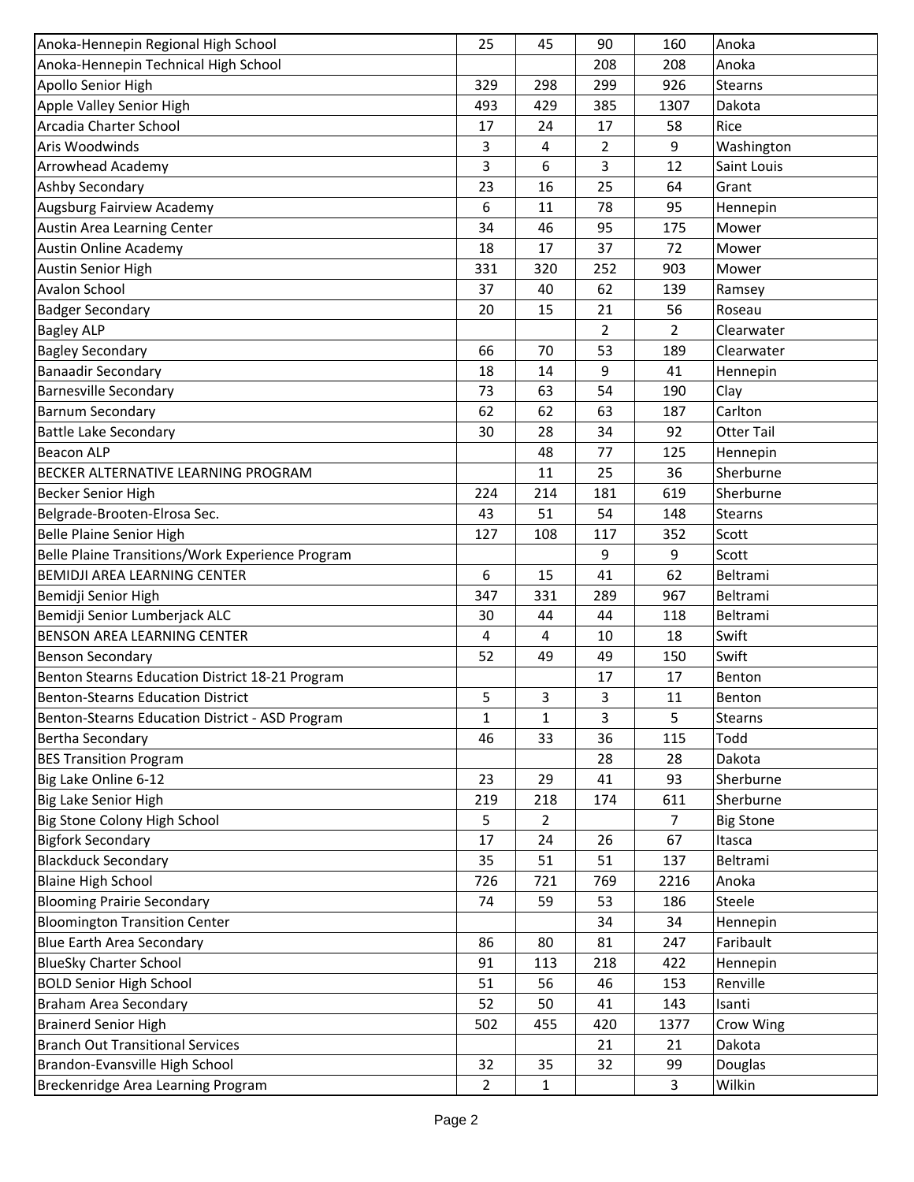| | | | | | |
|---|---|---|---|---|---|
| Anoka-Hennepin Regional High School | 25 | 45 | 90 | 160 | Anoka |
| Anoka-Hennepin Technical High School | | | 208 | 208 | Anoka |
| Apollo Senior High | 329 | 298 | 299 | 926 | Stearns |
| Apple Valley Senior High | 493 | 429 | 385 | 1307 | Dakota |
| Arcadia Charter School | 17 | 24 | 17 | 58 | Rice |
| Aris Woodwinds | 3 | 4 | 2 | 9 | Washington |
| Arrowhead Academy | 3 | 6 | 3 | 12 | Saint Louis |
| Ashby Secondary | 23 | 16 | 25 | 64 | Grant |
| Augsburg Fairview Academy | 6 | 11 | 78 | 95 | Hennepin |
| Austin Area Learning Center | 34 | 46 | 95 | 175 | Mower |
| Austin Online Academy | 18 | 17 | 37 | 72 | Mower |
| Austin Senior High | 331 | 320 | 252 | 903 | Mower |
| Avalon School | 37 | 40 | 62 | 139 | Ramsey |
| Badger Secondary | 20 | 15 | 21 | 56 | Roseau |
| Bagley ALP | | | 2 | 2 | Clearwater |
| Bagley Secondary | 66 | 70 | 53 | 189 | Clearwater |
| Banaadir Secondary | 18 | 14 | 9 | 41 | Hennepin |
| Barnesville Secondary | 73 | 63 | 54 | 190 | Clay |
| Barnum Secondary | 62 | 62 | 63 | 187 | Carlton |
| Battle Lake Secondary | 30 | 28 | 34 | 92 | Otter Tail |
| Beacon ALP | | 48 | 77 | 125 | Hennepin |
| BECKER ALTERNATIVE LEARNING PROGRAM | | 11 | 25 | 36 | Sherburne |
| Becker Senior High | 224 | 214 | 181 | 619 | Sherburne |
| Belgrade-Brooten-Elrosa Sec. | 43 | 51 | 54 | 148 | Stearns |
| Belle Plaine Senior High | 127 | 108 | 117 | 352 | Scott |
| Belle Plaine Transitions/Work Experience Program | | | 9 | 9 | Scott |
| BEMIDJI AREA LEARNING CENTER | 6 | 15 | 41 | 62 | Beltrami |
| Bemidji Senior High | 347 | 331 | 289 | 967 | Beltrami |
| Bemidji Senior Lumberjack ALC | 30 | 44 | 44 | 118 | Beltrami |
| BENSON AREA LEARNING CENTER | 4 | 4 | 10 | 18 | Swift |
| Benson Secondary | 52 | 49 | 49 | 150 | Swift |
| Benton Stearns Education District 18-21 Program | | | 17 | 17 | Benton |
| Benton-Stearns Education District | 5 | 3 | 3 | 11 | Benton |
| Benton-Stearns Education District - ASD Program | 1 | 1 | 3 | 5 | Stearns |
| Bertha Secondary | 46 | 33 | 36 | 115 | Todd |
| BES Transition Program | | | 28 | 28 | Dakota |
| Big Lake Online 6-12 | 23 | 29 | 41 | 93 | Sherburne |
| Big Lake Senior High | 219 | 218 | 174 | 611 | Sherburne |
| Big Stone Colony High School | 5 | 2 | | 7 | Big Stone |
| Bigfork Secondary | 17 | 24 | 26 | 67 | Itasca |
| Blackduck Secondary | 35 | 51 | 51 | 137 | Beltrami |
| Blaine High School | 726 | 721 | 769 | 2216 | Anoka |
| Blooming Prairie Secondary | 74 | 59 | 53 | 186 | Steele |
| Bloomington Transition Center | | | 34 | 34 | Hennepin |
| Blue Earth Area Secondary | 86 | 80 | 81 | 247 | Faribault |
| BlueSky Charter School | 91 | 113 | 218 | 422 | Hennepin |
| BOLD Senior High School | 51 | 56 | 46 | 153 | Renville |
| Braham Area Secondary | 52 | 50 | 41 | 143 | Isanti |
| Brainerd Senior High | 502 | 455 | 420 | 1377 | Crow Wing |
| Branch Out Transitional Services | | | 21 | 21 | Dakota |
| Brandon-Evansville High School | 32 | 35 | 32 | 99 | Douglas |
| Breckenridge Area Learning Program | 2 | 1 | | 3 | Wilkin |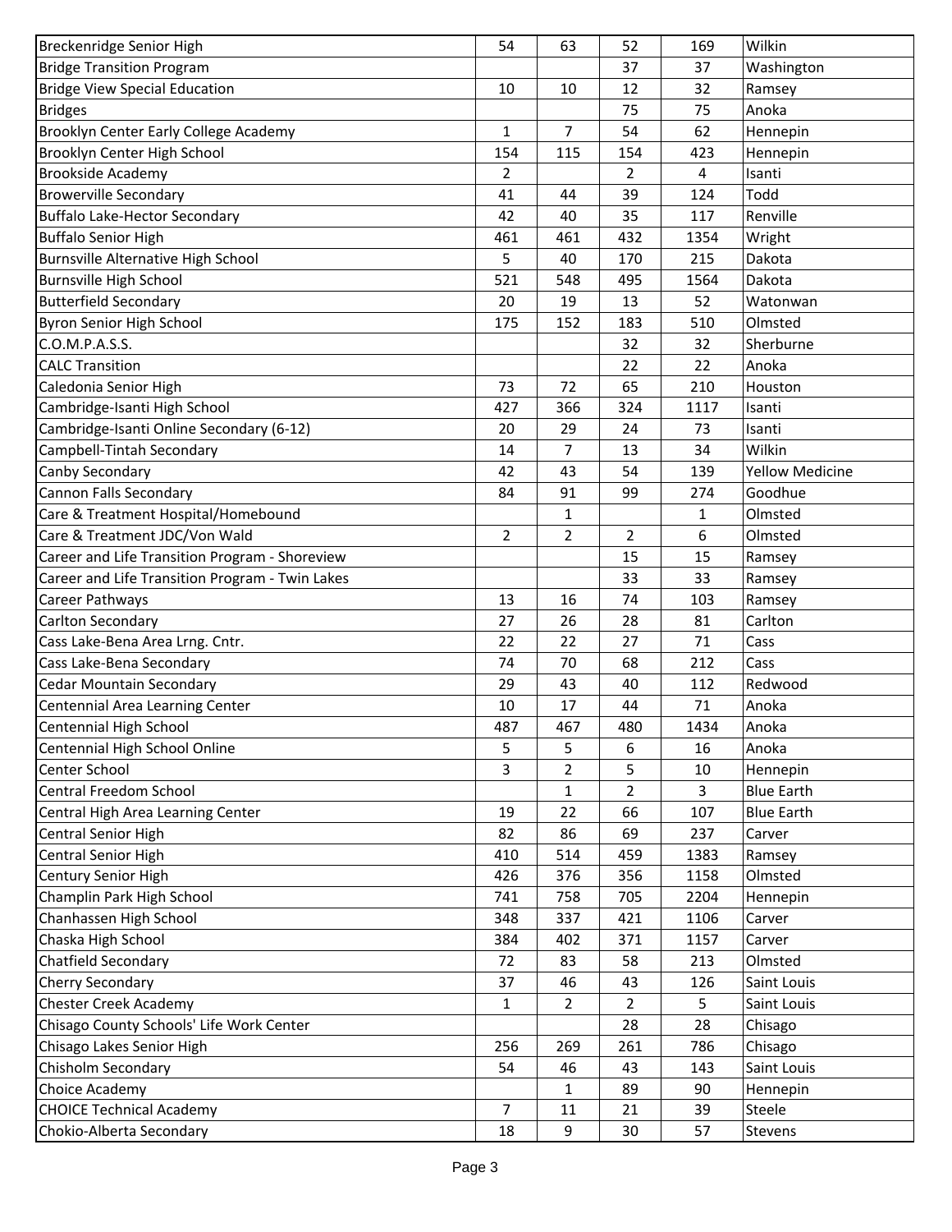| | | | | | |
|---|---|---|---|---|---|
| Breckenridge Senior High | 54 | 63 | 52 | 169 | Wilkin |
| Bridge Transition Program | | | 37 | 37 | Washington |
| Bridge View Special Education | 10 | 10 | 12 | 32 | Ramsey |
| Bridges | | | 75 | 75 | Anoka |
| Brooklyn Center Early College Academy | 1 | 7 | 54 | 62 | Hennepin |
| Brooklyn Center High School | 154 | 115 | 154 | 423 | Hennepin |
| Brookside Academy | 2 | | 2 | 4 | Isanti |
| Browerville Secondary | 41 | 44 | 39 | 124 | Todd |
| Buffalo Lake-Hector Secondary | 42 | 40 | 35 | 117 | Renville |
| Buffalo Senior High | 461 | 461 | 432 | 1354 | Wright |
| Burnsville Alternative High School | 5 | 40 | 170 | 215 | Dakota |
| Burnsville High School | 521 | 548 | 495 | 1564 | Dakota |
| Butterfield Secondary | 20 | 19 | 13 | 52 | Watonwan |
| Byron Senior High School | 175 | 152 | 183 | 510 | Olmsted |
| C.O.M.P.A.S.S. | | | 32 | 32 | Sherburne |
| CALC Transition | | | 22 | 22 | Anoka |
| Caledonia Senior High | 73 | 72 | 65 | 210 | Houston |
| Cambridge-Isanti High School | 427 | 366 | 324 | 1117 | Isanti |
| Cambridge-Isanti Online Secondary (6-12) | 20 | 29 | 24 | 73 | Isanti |
| Campbell-Tintah Secondary | 14 | 7 | 13 | 34 | Wilkin |
| Canby Secondary | 42 | 43 | 54 | 139 | Yellow Medicine |
| Cannon Falls Secondary | 84 | 91 | 99 | 274 | Goodhue |
| Care & Treatment Hospital/Homebound | | 1 | | 1 | Olmsted |
| Care & Treatment JDC/Von Wald | 2 | 2 | 2 | 6 | Olmsted |
| Career and Life Transition Program - Shoreview | | | 15 | 15 | Ramsey |
| Career and Life Transition Program - Twin Lakes | | | 33 | 33 | Ramsey |
| Career Pathways | 13 | 16 | 74 | 103 | Ramsey |
| Carlton Secondary | 27 | 26 | 28 | 81 | Carlton |
| Cass Lake-Bena Area Lrng. Cntr. | 22 | 22 | 27 | 71 | Cass |
| Cass Lake-Bena Secondary | 74 | 70 | 68 | 212 | Cass |
| Cedar Mountain Secondary | 29 | 43 | 40 | 112 | Redwood |
| Centennial Area Learning Center | 10 | 17 | 44 | 71 | Anoka |
| Centennial High School | 487 | 467 | 480 | 1434 | Anoka |
| Centennial High School Online | 5 | 5 | 6 | 16 | Anoka |
| Center School | 3 | 2 | 5 | 10 | Hennepin |
| Central Freedom School | | 1 | 2 | 3 | Blue Earth |
| Central High Area Learning Center | 19 | 22 | 66 | 107 | Blue Earth |
| Central Senior High | 82 | 86 | 69 | 237 | Carver |
| Central Senior High | 410 | 514 | 459 | 1383 | Ramsey |
| Century Senior High | 426 | 376 | 356 | 1158 | Olmsted |
| Champlin Park High School | 741 | 758 | 705 | 2204 | Hennepin |
| Chanhassen High School | 348 | 337 | 421 | 1106 | Carver |
| Chaska High School | 384 | 402 | 371 | 1157 | Carver |
| Chatfield Secondary | 72 | 83 | 58 | 213 | Olmsted |
| Cherry Secondary | 37 | 46 | 43 | 126 | Saint Louis |
| Chester Creek Academy | 1 | 2 | 2 | 5 | Saint Louis |
| Chisago County Schools' Life Work Center | | | 28 | 28 | Chisago |
| Chisago Lakes Senior High | 256 | 269 | 261 | 786 | Chisago |
| Chisholm Secondary | 54 | 46 | 43 | 143 | Saint Louis |
| Choice Academy | | 1 | 89 | 90 | Hennepin |
| CHOICE Technical Academy | 7 | 11 | 21 | 39 | Steele |
| Chokio-Alberta Secondary | 18 | 9 | 30 | 57 | Stevens |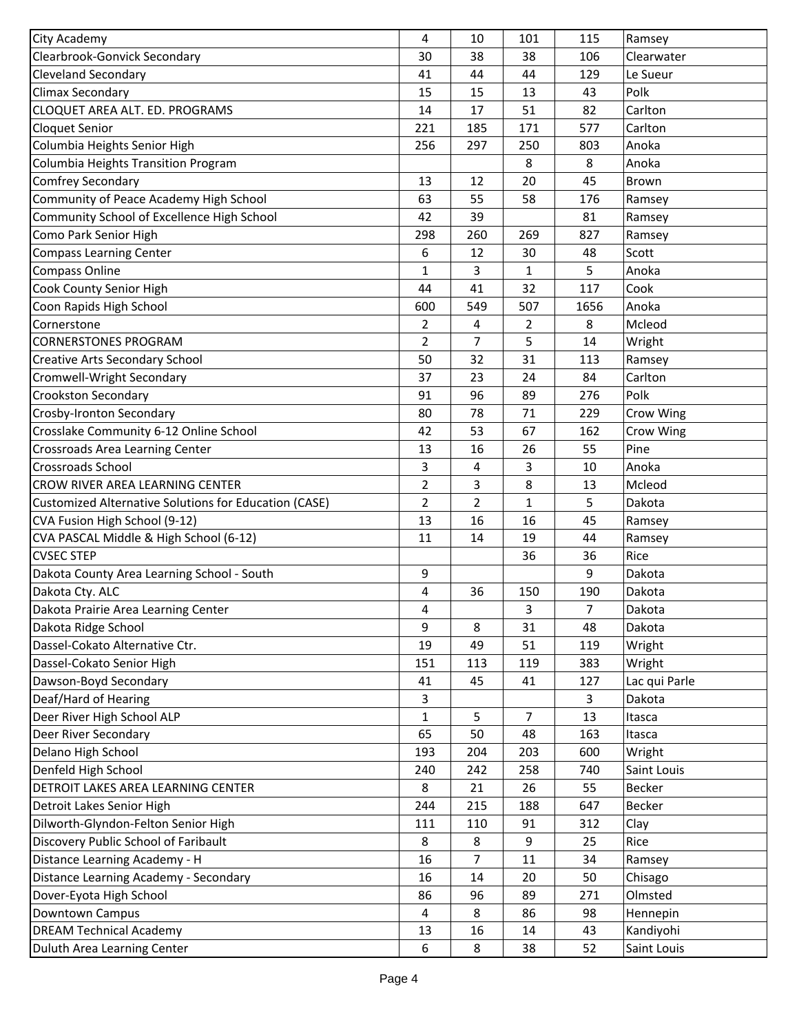| | | | | | |
|---|---|---|---|---|---|
| City Academy | 4 | 10 | 101 | 115 | Ramsey |
| Clearbrook-Gonvick Secondary | 30 | 38 | 38 | 106 | Clearwater |
| Cleveland Secondary | 41 | 44 | 44 | 129 | Le Sueur |
| Climax Secondary | 15 | 15 | 13 | 43 | Polk |
| CLOQUET AREA ALT. ED. PROGRAMS | 14 | 17 | 51 | 82 | Carlton |
| Cloquet Senior | 221 | 185 | 171 | 577 | Carlton |
| Columbia Heights Senior High | 256 | 297 | 250 | 803 | Anoka |
| Columbia Heights Transition Program | | | 8 | 8 | Anoka |
| Comfrey Secondary | 13 | 12 | 20 | 45 | Brown |
| Community of Peace Academy High School | 63 | 55 | 58 | 176 | Ramsey |
| Community School of Excellence High School | 42 | 39 | | 81 | Ramsey |
| Como Park Senior High | 298 | 260 | 269 | 827 | Ramsey |
| Compass Learning Center | 6 | 12 | 30 | 48 | Scott |
| Compass Online | 1 | 3 | 1 | 5 | Anoka |
| Cook County Senior High | 44 | 41 | 32 | 117 | Cook |
| Coon Rapids High School | 600 | 549 | 507 | 1656 | Anoka |
| Cornerstone | 2 | 4 | 2 | 8 | Mcleod |
| CORNERSTONES PROGRAM | 2 | 7 | 5 | 14 | Wright |
| Creative Arts Secondary School | 50 | 32 | 31 | 113 | Ramsey |
| Cromwell-Wright Secondary | 37 | 23 | 24 | 84 | Carlton |
| Crookston Secondary | 91 | 96 | 89 | 276 | Polk |
| Crosby-Ironton Secondary | 80 | 78 | 71 | 229 | Crow Wing |
| Crosslake Community 6-12 Online School | 42 | 53 | 67 | 162 | Crow Wing |
| Crossroads Area Learning Center | 13 | 16 | 26 | 55 | Pine |
| Crossroads School | 3 | 4 | 3 | 10 | Anoka |
| CROW RIVER AREA LEARNING CENTER | 2 | 3 | 8 | 13 | Mcleod |
| Customized Alternative Solutions for Education (CASE) | 2 | 2 | 1 | 5 | Dakota |
| CVA Fusion High School (9-12) | 13 | 16 | 16 | 45 | Ramsey |
| CVA PASCAL Middle & High School (6-12) | 11 | 14 | 19 | 44 | Ramsey |
| CVSEC STEP | | | 36 | 36 | Rice |
| Dakota County Area Learning School - South | 9 | | | 9 | Dakota |
| Dakota Cty. ALC | 4 | 36 | 150 | 190 | Dakota |
| Dakota Prairie Area Learning Center | 4 | | 3 | 7 | Dakota |
| Dakota Ridge School | 9 | 8 | 31 | 48 | Dakota |
| Dassel-Cokato Alternative Ctr. | 19 | 49 | 51 | 119 | Wright |
| Dassel-Cokato Senior High | 151 | 113 | 119 | 383 | Wright |
| Dawson-Boyd Secondary | 41 | 45 | 41 | 127 | Lac qui Parle |
| Deaf/Hard of Hearing | 3 | | | 3 | Dakota |
| Deer River High School ALP | 1 | 5 | 7 | 13 | Itasca |
| Deer River Secondary | 65 | 50 | 48 | 163 | Itasca |
| Delano High School | 193 | 204 | 203 | 600 | Wright |
| Denfeld High School | 240 | 242 | 258 | 740 | Saint Louis |
| DETROIT LAKES AREA LEARNING CENTER | 8 | 21 | 26 | 55 | Becker |
| Detroit Lakes Senior High | 244 | 215 | 188 | 647 | Becker |
| Dilworth-Glyndon-Felton Senior High | 111 | 110 | 91 | 312 | Clay |
| Discovery Public School of Faribault | 8 | 8 | 9 | 25 | Rice |
| Distance Learning Academy - H | 16 | 7 | 11 | 34 | Ramsey |
| Distance Learning Academy - Secondary | 16 | 14 | 20 | 50 | Chisago |
| Dover-Eyota High School | 86 | 96 | 89 | 271 | Olmsted |
| Downtown Campus | 4 | 8 | 86 | 98 | Hennepin |
| DREAM Technical Academy | 13 | 16 | 14 | 43 | Kandiyohi |
| Duluth Area Learning Center | 6 | 8 | 38 | 52 | Saint Louis |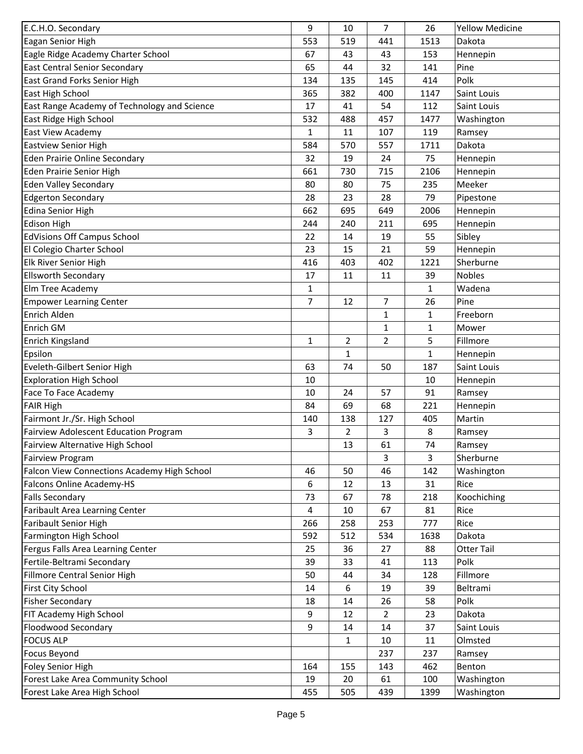| | | | | | |
|---|---|---|---|---|---|
| E.C.H.O. Secondary | 9 | 10 | 7 | 26 | Yellow Medicine |
| Eagan Senior High | 553 | 519 | 441 | 1513 | Dakota |
| Eagle Ridge Academy Charter School | 67 | 43 | 43 | 153 | Hennepin |
| East Central Senior Secondary | 65 | 44 | 32 | 141 | Pine |
| East Grand Forks Senior High | 134 | 135 | 145 | 414 | Polk |
| East High School | 365 | 382 | 400 | 1147 | Saint Louis |
| East Range Academy of Technology and Science | 17 | 41 | 54 | 112 | Saint Louis |
| East Ridge High School | 532 | 488 | 457 | 1477 | Washington |
| East View Academy | 1 | 11 | 107 | 119 | Ramsey |
| Eastview Senior High | 584 | 570 | 557 | 1711 | Dakota |
| Eden Prairie Online Secondary | 32 | 19 | 24 | 75 | Hennepin |
| Eden Prairie Senior High | 661 | 730 | 715 | 2106 | Hennepin |
| Eden Valley Secondary | 80 | 80 | 75 | 235 | Meeker |
| Edgerton Secondary | 28 | 23 | 28 | 79 | Pipestone |
| Edina Senior High | 662 | 695 | 649 | 2006 | Hennepin |
| Edison High | 244 | 240 | 211 | 695 | Hennepin |
| EdVisions Off Campus School | 22 | 14 | 19 | 55 | Sibley |
| El Colegio Charter School | 23 | 15 | 21 | 59 | Hennepin |
| Elk River Senior High | 416 | 403 | 402 | 1221 | Sherburne |
| Ellsworth Secondary | 17 | 11 | 11 | 39 | Nobles |
| Elm Tree Academy | 1 | | | 1 | Wadena |
| Empower Learning Center | 7 | 12 | 7 | 26 | Pine |
| Enrich Alden | | | 1 | 1 | Freeborn |
| Enrich GM | | | 1 | 1 | Mower |
| Enrich Kingsland | 1 | 2 | 2 | 5 | Fillmore |
| Epsilon | | 1 | | 1 | Hennepin |
| Eveleth-Gilbert Senior High | 63 | 74 | 50 | 187 | Saint Louis |
| Exploration High School | 10 | | | 10 | Hennepin |
| Face To Face Academy | 10 | 24 | 57 | 91 | Ramsey |
| FAIR High | 84 | 69 | 68 | 221 | Hennepin |
| Fairmont Jr./Sr. High School | 140 | 138 | 127 | 405 | Martin |
| Fairview Adolescent Education Program | 3 | 2 | 3 | 8 | Ramsey |
| Fairview Alternative High School | | 13 | 61 | 74 | Ramsey |
| Fairview Program | | | 3 | 3 | Sherburne |
| Falcon View Connections Academy High School | 46 | 50 | 46 | 142 | Washington |
| Falcons Online Academy-HS | 6 | 12 | 13 | 31 | Rice |
| Falls Secondary | 73 | 67 | 78 | 218 | Koochiching |
| Faribault Area Learning Center | 4 | 10 | 67 | 81 | Rice |
| Faribault Senior High | 266 | 258 | 253 | 777 | Rice |
| Farmington High School | 592 | 512 | 534 | 1638 | Dakota |
| Fergus Falls Area Learning Center | 25 | 36 | 27 | 88 | Otter Tail |
| Fertile-Beltrami Secondary | 39 | 33 | 41 | 113 | Polk |
| Fillmore Central Senior High | 50 | 44 | 34 | 128 | Fillmore |
| First City School | 14 | 6 | 19 | 39 | Beltrami |
| Fisher Secondary | 18 | 14 | 26 | 58 | Polk |
| FIT Academy High School | 9 | 12 | 2 | 23 | Dakota |
| Floodwood Secondary | 9 | 14 | 14 | 37 | Saint Louis |
| FOCUS ALP | | 1 | 10 | 11 | Olmsted |
| Focus Beyond | | | 237 | 237 | Ramsey |
| Foley Senior High | 164 | 155 | 143 | 462 | Benton |
| Forest Lake Area Community School | 19 | 20 | 61 | 100 | Washington |
| Forest Lake Area High School | 455 | 505 | 439 | 1399 | Washington |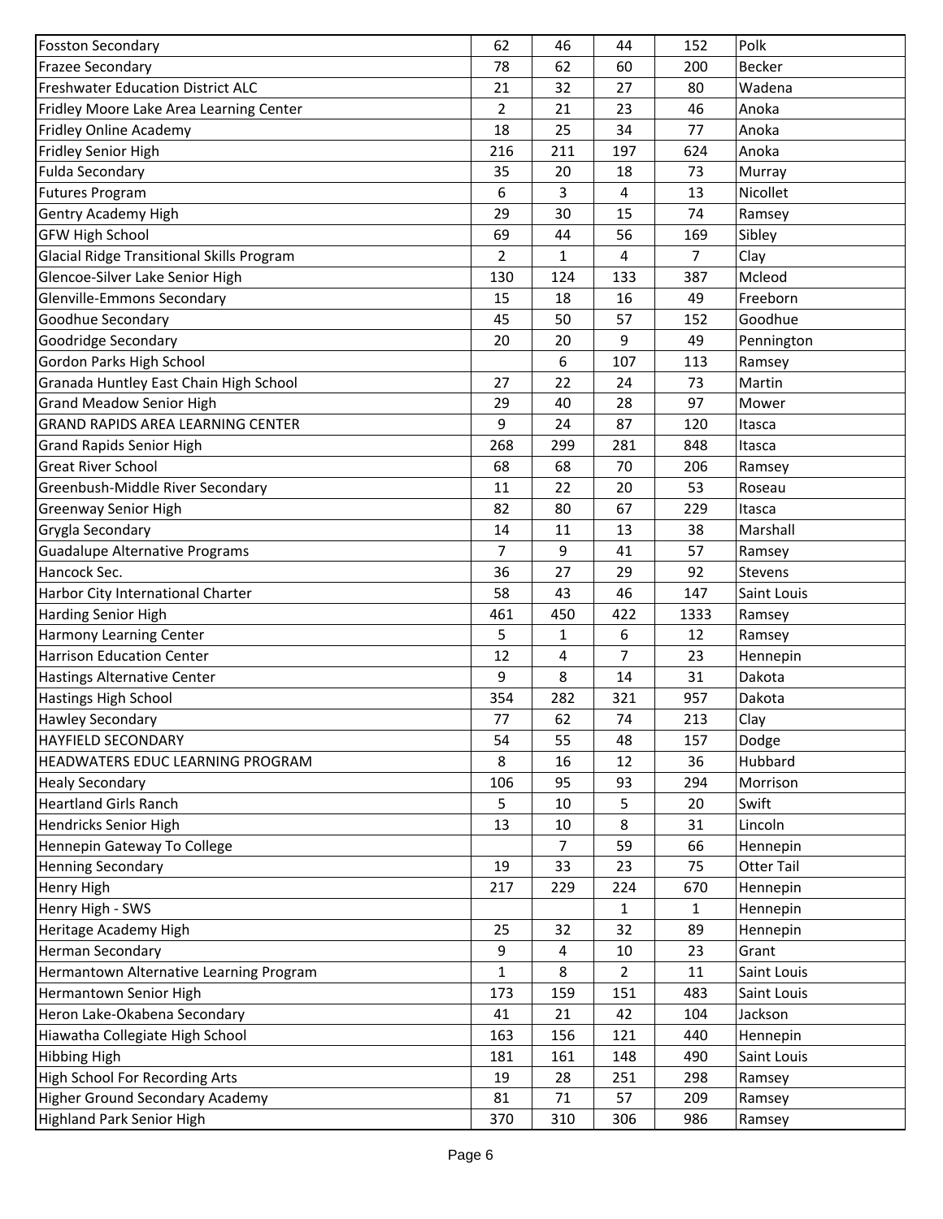| | | | | | |
|---|---|---|---|---|---|
| Fosston Secondary | 62 | 46 | 44 | 152 | Polk |
| Frazee Secondary | 78 | 62 | 60 | 200 | Becker |
| Freshwater Education District ALC | 21 | 32 | 27 | 80 | Wadena |
| Fridley Moore Lake Area Learning Center | 2 | 21 | 23 | 46 | Anoka |
| Fridley Online Academy | 18 | 25 | 34 | 77 | Anoka |
| Fridley Senior High | 216 | 211 | 197 | 624 | Anoka |
| Fulda Secondary | 35 | 20 | 18 | 73 | Murray |
| Futures Program | 6 | 3 | 4 | 13 | Nicollet |
| Gentry Academy High | 29 | 30 | 15 | 74 | Ramsey |
| GFW High School | 69 | 44 | 56 | 169 | Sibley |
| Glacial Ridge Transitional Skills Program | 2 | 1 | 4 | 7 | Clay |
| Glencoe-Silver Lake Senior High | 130 | 124 | 133 | 387 | Mcleod |
| Glenville-Emmons Secondary | 15 | 18 | 16 | 49 | Freeborn |
| Goodhue Secondary | 45 | 50 | 57 | 152 | Goodhue |
| Goodridge Secondary | 20 | 20 | 9 | 49 | Pennington |
| Gordon Parks High School | | 6 | 107 | 113 | Ramsey |
| Granada Huntley East Chain High School | 27 | 22 | 24 | 73 | Martin |
| Grand Meadow Senior High | 29 | 40 | 28 | 97 | Mower |
| GRAND RAPIDS AREA LEARNING CENTER | 9 | 24 | 87 | 120 | Itasca |
| Grand Rapids Senior High | 268 | 299 | 281 | 848 | Itasca |
| Great River School | 68 | 68 | 70 | 206 | Ramsey |
| Greenbush-Middle River Secondary | 11 | 22 | 20 | 53 | Roseau |
| Greenway Senior High | 82 | 80 | 67 | 229 | Itasca |
| Grygla Secondary | 14 | 11 | 13 | 38 | Marshall |
| Guadalupe Alternative Programs | 7 | 9 | 41 | 57 | Ramsey |
| Hancock Sec. | 36 | 27 | 29 | 92 | Stevens |
| Harbor City International Charter | 58 | 43 | 46 | 147 | Saint Louis |
| Harding Senior High | 461 | 450 | 422 | 1333 | Ramsey |
| Harmony Learning Center | 5 | 1 | 6 | 12 | Ramsey |
| Harrison Education Center | 12 | 4 | 7 | 23 | Hennepin |
| Hastings Alternative Center | 9 | 8 | 14 | 31 | Dakota |
| Hastings High School | 354 | 282 | 321 | 957 | Dakota |
| Hawley Secondary | 77 | 62 | 74 | 213 | Clay |
| HAYFIELD SECONDARY | 54 | 55 | 48 | 157 | Dodge |
| HEADWATERS EDUC LEARNING PROGRAM | 8 | 16 | 12 | 36 | Hubbard |
| Healy Secondary | 106 | 95 | 93 | 294 | Morrison |
| Heartland Girls Ranch | 5 | 10 | 5 | 20 | Swift |
| Hendricks Senior High | 13 | 10 | 8 | 31 | Lincoln |
| Hennepin Gateway To College | | 7 | 59 | 66 | Hennepin |
| Henning Secondary | 19 | 33 | 23 | 75 | Otter Tail |
| Henry High | 217 | 229 | 224 | 670 | Hennepin |
| Henry High - SWS | | | 1 | 1 | Hennepin |
| Heritage Academy High | 25 | 32 | 32 | 89 | Hennepin |
| Herman Secondary | 9 | 4 | 10 | 23 | Grant |
| Hermantown Alternative Learning Program | 1 | 8 | 2 | 11 | Saint Louis |
| Hermantown Senior High | 173 | 159 | 151 | 483 | Saint Louis |
| Heron Lake-Okabena Secondary | 41 | 21 | 42 | 104 | Jackson |
| Hiawatha Collegiate High School | 163 | 156 | 121 | 440 | Hennepin |
| Hibbing High | 181 | 161 | 148 | 490 | Saint Louis |
| High School For Recording Arts | 19 | 28 | 251 | 298 | Ramsey |
| Higher Ground Secondary Academy | 81 | 71 | 57 | 209 | Ramsey |
| Highland Park Senior High | 370 | 310 | 306 | 986 | Ramsey |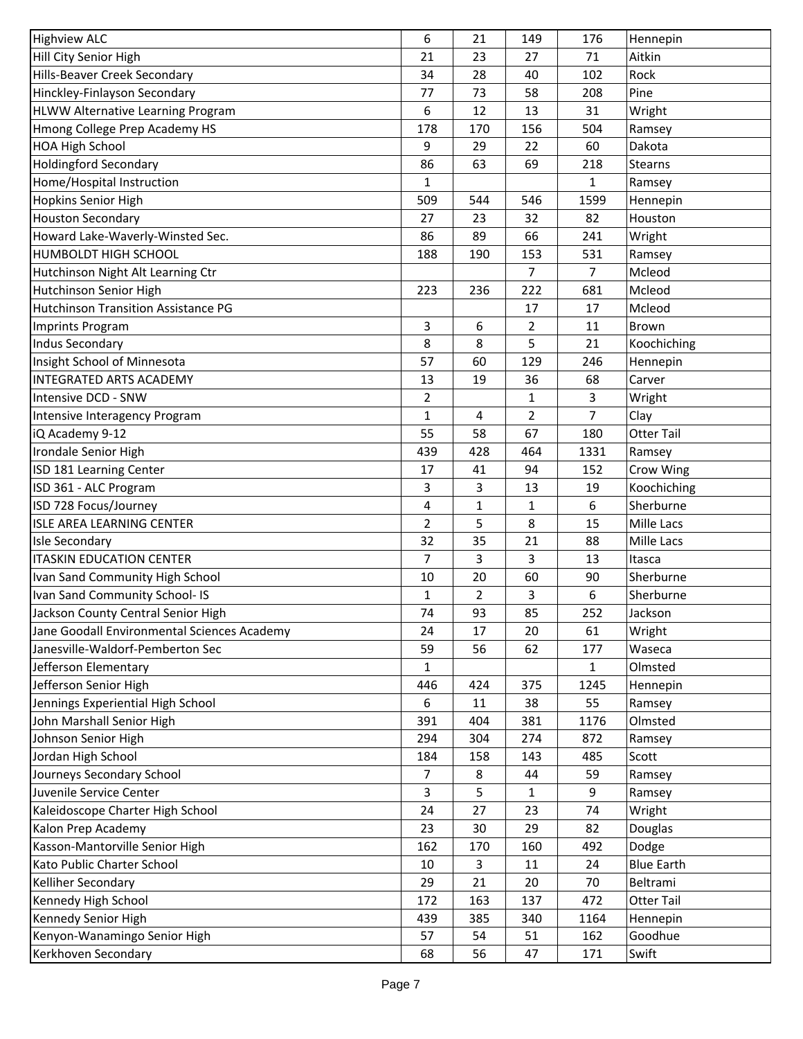| Highview ALC | 6 | 21 | 149 | 176 | Hennepin |
|---|---|---|---|---|---|
| Hill City Senior High | 21 | 23 | 27 | 71 | Aitkin |
| Hills-Beaver Creek Secondary | 34 | 28 | 40 | 102 | Rock |
| Hinckley-Finlayson Secondary | 77 | 73 | 58 | 208 | Pine |
| HLWW Alternative Learning Program | 6 | 12 | 13 | 31 | Wright |
| Hmong College Prep Academy HS | 178 | 170 | 156 | 504 | Ramsey |
| HOA High School | 9 | 29 | 22 | 60 | Dakota |
| Holdingford Secondary | 86 | 63 | 69 | 218 | Stearns |
| Home/Hospital Instruction | 1 | | | 1 | Ramsey |
| Hopkins Senior High | 509 | 544 | 546 | 1599 | Hennepin |
| Houston Secondary | 27 | 23 | 32 | 82 | Houston |
| Howard Lake-Waverly-Winsted Sec. | 86 | 89 | 66 | 241 | Wright |
| HUMBOLDT HIGH SCHOOL | 188 | 190 | 153 | 531 | Ramsey |
| Hutchinson Night Alt Learning Ctr | | | 7 | 7 | Mcleod |
| Hutchinson Senior High | 223 | 236 | 222 | 681 | Mcleod |
| Hutchinson Transition Assistance PG | | | 17 | 17 | Mcleod |
| Imprints Program | 3 | 6 | 2 | 11 | Brown |
| Indus Secondary | 8 | 8 | 5 | 21 | Koochiching |
| Insight School of Minnesota | 57 | 60 | 129 | 246 | Hennepin |
| INTEGRATED ARTS ACADEMY | 13 | 19 | 36 | 68 | Carver |
| Intensive DCD - SNW | 2 | | 1 | 3 | Wright |
| Intensive Interagency Program | 1 | 4 | 2 | 7 | Clay |
| iQ Academy 9-12 | 55 | 58 | 67 | 180 | Otter Tail |
| Irondale Senior High | 439 | 428 | 464 | 1331 | Ramsey |
| ISD 181 Learning Center | 17 | 41 | 94 | 152 | Crow Wing |
| ISD 361 - ALC Program | 3 | 3 | 13 | 19 | Koochiching |
| ISD 728 Focus/Journey | 4 | 1 | 1 | 6 | Sherburne |
| ISLE AREA LEARNING CENTER | 2 | 5 | 8 | 15 | Mille Lacs |
| Isle Secondary | 32 | 35 | 21 | 88 | Mille Lacs |
| ITASKIN EDUCATION CENTER | 7 | 3 | 3 | 13 | Itasca |
| Ivan Sand Community High School | 10 | 20 | 60 | 90 | Sherburne |
| Ivan Sand Community School- IS | 1 | 2 | 3 | 6 | Sherburne |
| Jackson County Central Senior High | 74 | 93 | 85 | 252 | Jackson |
| Jane Goodall Environmental Sciences Academy | 24 | 17 | 20 | 61 | Wright |
| Janesville-Waldorf-Pemberton Sec | 59 | 56 | 62 | 177 | Waseca |
| Jefferson Elementary | 1 | | | 1 | Olmsted |
| Jefferson Senior High | 446 | 424 | 375 | 1245 | Hennepin |
| Jennings Experiential High School | 6 | 11 | 38 | 55 | Ramsey |
| John Marshall Senior High | 391 | 404 | 381 | 1176 | Olmsted |
| Johnson Senior High | 294 | 304 | 274 | 872 | Ramsey |
| Jordan High School | 184 | 158 | 143 | 485 | Scott |
| Journeys Secondary School | 7 | 8 | 44 | 59 | Ramsey |
| Juvenile Service Center | 3 | 5 | 1 | 9 | Ramsey |
| Kaleidoscope Charter High School | 24 | 27 | 23 | 74 | Wright |
| Kalon Prep Academy | 23 | 30 | 29 | 82 | Douglas |
| Kasson-Mantorville Senior High | 162 | 170 | 160 | 492 | Dodge |
| Kato Public Charter School | 10 | 3 | 11 | 24 | Blue Earth |
| Kelliher Secondary | 29 | 21 | 20 | 70 | Beltrami |
| Kennedy High School | 172 | 163 | 137 | 472 | Otter Tail |
| Kennedy Senior High | 439 | 385 | 340 | 1164 | Hennepin |
| Kenyon-Wanamingo Senior High | 57 | 54 | 51 | 162 | Goodhue |
| Kerkhoven Secondary | 68 | 56 | 47 | 171 | Swift |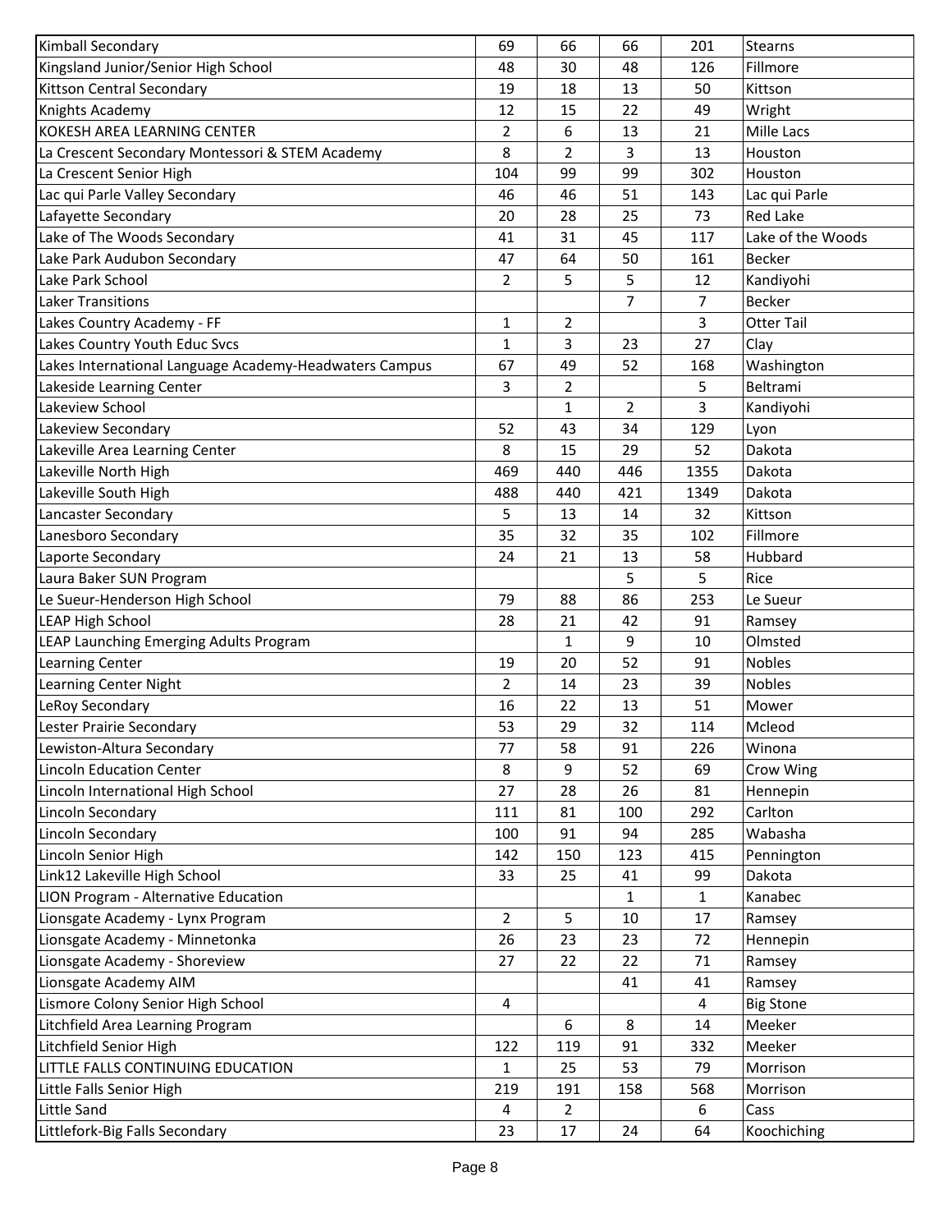| | | | | | |
|---|---|---|---|---|---|
| Kimball Secondary | 69 | 66 | 66 | 201 | Stearns |
| Kingsland Junior/Senior High School | 48 | 30 | 48 | 126 | Fillmore |
| Kittson Central Secondary | 19 | 18 | 13 | 50 | Kittson |
| Knights Academy | 12 | 15 | 22 | 49 | Wright |
| KOKESH AREA LEARNING CENTER | 2 | 6 | 13 | 21 | Mille Lacs |
| La Crescent Secondary Montessori & STEM Academy | 8 | 2 | 3 | 13 | Houston |
| La Crescent Senior High | 104 | 99 | 99 | 302 | Houston |
| Lac qui Parle Valley Secondary | 46 | 46 | 51 | 143 | Lac qui Parle |
| Lafayette Secondary | 20 | 28 | 25 | 73 | Red Lake |
| Lake of The Woods Secondary | 41 | 31 | 45 | 117 | Lake of the Woods |
| Lake Park Audubon Secondary | 47 | 64 | 50 | 161 | Becker |
| Lake Park School | 2 | 5 | 5 | 12 | Kandiyohi |
| Laker Transitions | | | 7 | 7 | Becker |
| Lakes Country Academy - FF | 1 | 2 | | 3 | Otter Tail |
| Lakes Country Youth Educ Svcs | 1 | 3 | 23 | 27 | Clay |
| Lakes International Language Academy-Headwaters Campus | 67 | 49 | 52 | 168 | Washington |
| Lakeside Learning Center | 3 | 2 | | 5 | Beltrami |
| Lakeview School | | 1 | 2 | 3 | Kandiyohi |
| Lakeview Secondary | 52 | 43 | 34 | 129 | Lyon |
| Lakeville Area Learning Center | 8 | 15 | 29 | 52 | Dakota |
| Lakeville North High | 469 | 440 | 446 | 1355 | Dakota |
| Lakeville South High | 488 | 440 | 421 | 1349 | Dakota |
| Lancaster Secondary | 5 | 13 | 14 | 32 | Kittson |
| Lanesboro Secondary | 35 | 32 | 35 | 102 | Fillmore |
| Laporte Secondary | 24 | 21 | 13 | 58 | Hubbard |
| Laura Baker SUN Program | | | 5 | 5 | Rice |
| Le Sueur-Henderson High School | 79 | 88 | 86 | 253 | Le Sueur |
| LEAP High School | 28 | 21 | 42 | 91 | Ramsey |
| LEAP Launching Emerging Adults Program | | 1 | 9 | 10 | Olmsted |
| Learning Center | 19 | 20 | 52 | 91 | Nobles |
| Learning Center Night | 2 | 14 | 23 | 39 | Nobles |
| LeRoy Secondary | 16 | 22 | 13 | 51 | Mower |
| Lester Prairie Secondary | 53 | 29 | 32 | 114 | Mcleod |
| Lewiston-Altura Secondary | 77 | 58 | 91 | 226 | Winona |
| Lincoln Education Center | 8 | 9 | 52 | 69 | Crow Wing |
| Lincoln International High School | 27 | 28 | 26 | 81 | Hennepin |
| Lincoln Secondary | 111 | 81 | 100 | 292 | Carlton |
| Lincoln Secondary | 100 | 91 | 94 | 285 | Wabasha |
| Lincoln Senior High | 142 | 150 | 123 | 415 | Pennington |
| Link12 Lakeville High School | 33 | 25 | 41 | 99 | Dakota |
| LION Program - Alternative Education | | | 1 | 1 | Kanabec |
| Lionsgate Academy - Lynx Program | 2 | 5 | 10 | 17 | Ramsey |
| Lionsgate Academy - Minnetonka | 26 | 23 | 23 | 72 | Hennepin |
| Lionsgate Academy - Shoreview | 27 | 22 | 22 | 71 | Ramsey |
| Lionsgate Academy AIM | | | 41 | 41 | Ramsey |
| Lismore Colony Senior High School | 4 | | | 4 | Big Stone |
| Litchfield Area Learning Program | | 6 | 8 | 14 | Meeker |
| Litchfield Senior High | 122 | 119 | 91 | 332 | Meeker |
| LITTLE FALLS CONTINUING EDUCATION | 1 | 25 | 53 | 79 | Morrison |
| Little Falls Senior High | 219 | 191 | 158 | 568 | Morrison |
| Little Sand | 4 | 2 | | 6 | Cass |
| Littlefork-Big Falls Secondary | 23 | 17 | 24 | 64 | Koochiching |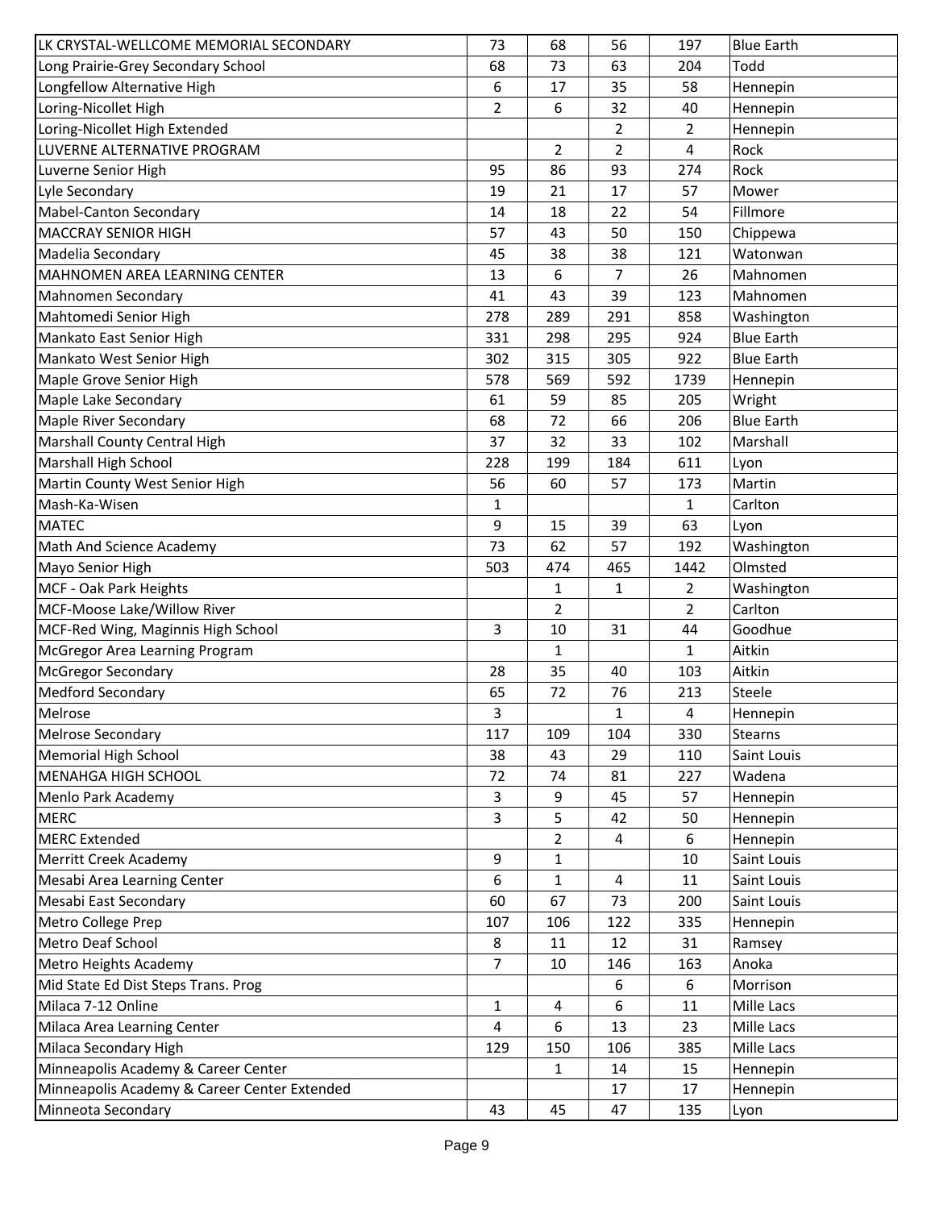| | | | | | |
|---|---|---|---|---|---|
| LK CRYSTAL-WELLCOME MEMORIAL SECONDARY | 73 | 68 | 56 | 197 | Blue Earth |
| Long Prairie-Grey Secondary School | 68 | 73 | 63 | 204 | Todd |
| Longfellow Alternative High | 6 | 17 | 35 | 58 | Hennepin |
| Loring-Nicollet High | 2 | 6 | 32 | 40 | Hennepin |
| Loring-Nicollet High Extended | | | 2 | 2 | Hennepin |
| LUVERNE ALTERNATIVE PROGRAM | | 2 | 2 | 4 | Rock |
| Luverne Senior High | 95 | 86 | 93 | 274 | Rock |
| Lyle Secondary | 19 | 21 | 17 | 57 | Mower |
| Mabel-Canton Secondary | 14 | 18 | 22 | 54 | Fillmore |
| MACCRAY SENIOR HIGH | 57 | 43 | 50 | 150 | Chippewa |
| Madelia Secondary | 45 | 38 | 38 | 121 | Watonwan |
| MAHNOMEN AREA LEARNING CENTER | 13 | 6 | 7 | 26 | Mahnomen |
| Mahnomen Secondary | 41 | 43 | 39 | 123 | Mahnomen |
| Mahtomedi Senior High | 278 | 289 | 291 | 858 | Washington |
| Mankato East Senior High | 331 | 298 | 295 | 924 | Blue Earth |
| Mankato West Senior High | 302 | 315 | 305 | 922 | Blue Earth |
| Maple Grove Senior High | 578 | 569 | 592 | 1739 | Hennepin |
| Maple Lake Secondary | 61 | 59 | 85 | 205 | Wright |
| Maple River Secondary | 68 | 72 | 66 | 206 | Blue Earth |
| Marshall County Central High | 37 | 32 | 33 | 102 | Marshall |
| Marshall High School | 228 | 199 | 184 | 611 | Lyon |
| Martin County West Senior High | 56 | 60 | 57 | 173 | Martin |
| Mash-Ka-Wisen | 1 | | | 1 | Carlton |
| MATEC | 9 | 15 | 39 | 63 | Lyon |
| Math And Science Academy | 73 | 62 | 57 | 192 | Washington |
| Mayo Senior High | 503 | 474 | 465 | 1442 | Olmsted |
| MCF - Oak Park Heights | | 1 | 1 | 2 | Washington |
| MCF-Moose Lake/Willow River | | 2 | | 2 | Carlton |
| MCF-Red Wing, Maginnis High School | 3 | 10 | 31 | 44 | Goodhue |
| McGregor Area Learning Program | | 1 | | 1 | Aitkin |
| McGregor Secondary | 28 | 35 | 40 | 103 | Aitkin |
| Medford Secondary | 65 | 72 | 76 | 213 | Steele |
| Melrose | 3 | | 1 | 4 | Hennepin |
| Melrose Secondary | 117 | 109 | 104 | 330 | Stearns |
| Memorial High School | 38 | 43 | 29 | 110 | Saint Louis |
| MENAHGA HIGH SCHOOL | 72 | 74 | 81 | 227 | Wadena |
| Menlo Park Academy | 3 | 9 | 45 | 57 | Hennepin |
| MERC | 3 | 5 | 42 | 50 | Hennepin |
| MERC Extended | | 2 | 4 | 6 | Hennepin |
| Merritt Creek Academy | 9 | 1 | | 10 | Saint Louis |
| Mesabi Area Learning Center | 6 | 1 | 4 | 11 | Saint Louis |
| Mesabi East Secondary | 60 | 67 | 73 | 200 | Saint Louis |
| Metro College Prep | 107 | 106 | 122 | 335 | Hennepin |
| Metro Deaf School | 8 | 11 | 12 | 31 | Ramsey |
| Metro Heights Academy | 7 | 10 | 146 | 163 | Anoka |
| Mid State Ed Dist Steps Trans. Prog | | | 6 | 6 | Morrison |
| Milaca 7-12 Online | 1 | 4 | 6 | 11 | Mille Lacs |
| Milaca Area Learning Center | 4 | 6 | 13 | 23 | Mille Lacs |
| Milaca Secondary High | 129 | 150 | 106 | 385 | Mille Lacs |
| Minneapolis Academy & Career Center | | 1 | 14 | 15 | Hennepin |
| Minneapolis Academy & Career Center Extended | | | 17 | 17 | Hennepin |
| Minneota Secondary | 43 | 45 | 47 | 135 | Lyon |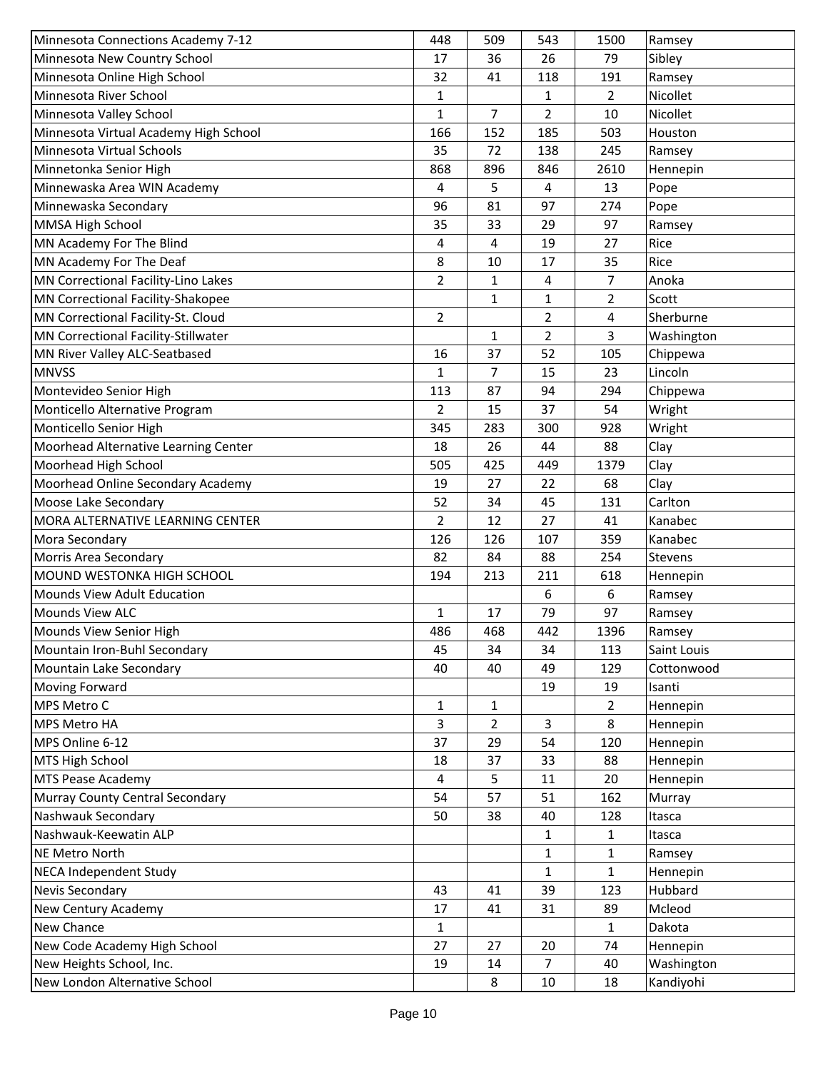| | | | | | |
|---|---|---|---|---|---|
| Minnesota Connections Academy 7-12 | 448 | 509 | 543 | 1500 | Ramsey |
| Minnesota New Country School | 17 | 36 | 26 | 79 | Sibley |
| Minnesota Online High School | 32 | 41 | 118 | 191 | Ramsey |
| Minnesota River School | 1 | | 1 | 2 | Nicollet |
| Minnesota Valley School | 1 | 7 | 2 | 10 | Nicollet |
| Minnesota Virtual Academy High School | 166 | 152 | 185 | 503 | Houston |
| Minnesota Virtual Schools | 35 | 72 | 138 | 245 | Ramsey |
| Minnetonka Senior High | 868 | 896 | 846 | 2610 | Hennepin |
| Minnewaska Area WIN Academy | 4 | 5 | 4 | 13 | Pope |
| Minnewaska Secondary | 96 | 81 | 97 | 274 | Pope |
| MMSA High School | 35 | 33 | 29 | 97 | Ramsey |
| MN Academy For The Blind | 4 | 4 | 19 | 27 | Rice |
| MN Academy For The Deaf | 8 | 10 | 17 | 35 | Rice |
| MN Correctional Facility-Lino Lakes | 2 | 1 | 4 | 7 | Anoka |
| MN Correctional Facility-Shakopee | | 1 | 1 | 2 | Scott |
| MN Correctional Facility-St. Cloud | 2 | | 2 | 4 | Sherburne |
| MN Correctional Facility-Stillwater | | 1 | 2 | 3 | Washington |
| MN River Valley ALC-Seatbased | 16 | 37 | 52 | 105 | Chippewa |
| MNVSS | 1 | 7 | 15 | 23 | Lincoln |
| Montevideo Senior High | 113 | 87 | 94 | 294 | Chippewa |
| Monticello Alternative Program | 2 | 15 | 37 | 54 | Wright |
| Monticello Senior High | 345 | 283 | 300 | 928 | Wright |
| Moorhead Alternative Learning Center | 18 | 26 | 44 | 88 | Clay |
| Moorhead High School | 505 | 425 | 449 | 1379 | Clay |
| Moorhead Online Secondary Academy | 19 | 27 | 22 | 68 | Clay |
| Moose Lake Secondary | 52 | 34 | 45 | 131 | Carlton |
| MORA ALTERNATIVE LEARNING CENTER | 2 | 12 | 27 | 41 | Kanabec |
| Mora Secondary | 126 | 126 | 107 | 359 | Kanabec |
| Morris Area Secondary | 82 | 84 | 88 | 254 | Stevens |
| MOUND WESTONKA HIGH SCHOOL | 194 | 213 | 211 | 618 | Hennepin |
| Mounds View Adult Education | | | 6 | 6 | Ramsey |
| Mounds View ALC | 1 | 17 | 79 | 97 | Ramsey |
| Mounds View Senior High | 486 | 468 | 442 | 1396 | Ramsey |
| Mountain Iron-Buhl Secondary | 45 | 34 | 34 | 113 | Saint Louis |
| Mountain Lake Secondary | 40 | 40 | 49 | 129 | Cottonwood |
| Moving Forward | | | 19 | 19 | Isanti |
| MPS Metro C | 1 | 1 | | 2 | Hennepin |
| MPS Metro HA | 3 | 2 | 3 | 8 | Hennepin |
| MPS Online 6-12 | 37 | 29 | 54 | 120 | Hennepin |
| MTS High School | 18 | 37 | 33 | 88 | Hennepin |
| MTS Pease Academy | 4 | 5 | 11 | 20 | Hennepin |
| Murray County Central Secondary | 54 | 57 | 51 | 162 | Murray |
| Nashwauk Secondary | 50 | 38 | 40 | 128 | Itasca |
| Nashwauk-Keewatin ALP | | | 1 | 1 | Itasca |
| NE Metro North | | | 1 | 1 | Ramsey |
| NECA Independent Study | | | 1 | 1 | Hennepin |
| Nevis Secondary | 43 | 41 | 39 | 123 | Hubbard |
| New Century Academy | 17 | 41 | 31 | 89 | Mcleod |
| New Chance | 1 | | | 1 | Dakota |
| New Code Academy High School | 27 | 27 | 20 | 74 | Hennepin |
| New Heights School, Inc. | 19 | 14 | 7 | 40 | Washington |
| New London Alternative School | | 8 | 10 | 18 | Kandiyohi |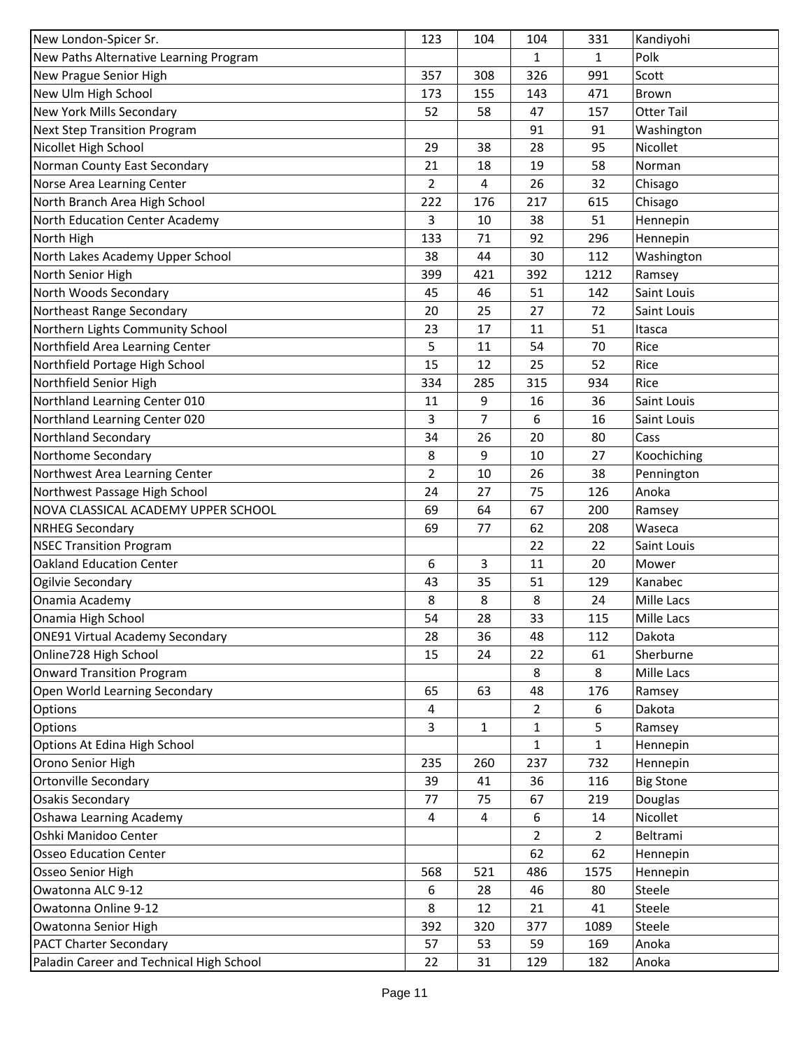| | | | | | |
|---|---|---|---|---|---|
| New London-Spicer Sr. | 123 | 104 | 104 | 331 | Kandiyohi |
| New Paths Alternative Learning Program | | | 1 | 1 | Polk |
| New Prague Senior High | 357 | 308 | 326 | 991 | Scott |
| New Ulm High School | 173 | 155 | 143 | 471 | Brown |
| New York Mills Secondary | 52 | 58 | 47 | 157 | Otter Tail |
| Next Step Transition Program | | | 91 | 91 | Washington |
| Nicollet High School | 29 | 38 | 28 | 95 | Nicollet |
| Norman County East Secondary | 21 | 18 | 19 | 58 | Norman |
| Norse Area Learning Center | 2 | 4 | 26 | 32 | Chisago |
| North Branch Area High School | 222 | 176 | 217 | 615 | Chisago |
| North Education Center Academy | 3 | 10 | 38 | 51 | Hennepin |
| North High | 133 | 71 | 92 | 296 | Hennepin |
| North Lakes Academy Upper School | 38 | 44 | 30 | 112 | Washington |
| North Senior High | 399 | 421 | 392 | 1212 | Ramsey |
| North Woods Secondary | 45 | 46 | 51 | 142 | Saint Louis |
| Northeast Range Secondary | 20 | 25 | 27 | 72 | Saint Louis |
| Northern Lights Community School | 23 | 17 | 11 | 51 | Itasca |
| Northfield Area Learning Center | 5 | 11 | 54 | 70 | Rice |
| Northfield Portage High School | 15 | 12 | 25 | 52 | Rice |
| Northfield Senior High | 334 | 285 | 315 | 934 | Rice |
| Northland Learning Center 010 | 11 | 9 | 16 | 36 | Saint Louis |
| Northland Learning Center 020 | 3 | 7 | 6 | 16 | Saint Louis |
| Northland Secondary | 34 | 26 | 20 | 80 | Cass |
| Northome Secondary | 8 | 9 | 10 | 27 | Koochiching |
| Northwest Area Learning Center | 2 | 10 | 26 | 38 | Pennington |
| Northwest Passage High School | 24 | 27 | 75 | 126 | Anoka |
| NOVA CLASSICAL ACADEMY UPPER SCHOOL | 69 | 64 | 67 | 200 | Ramsey |
| NRHEG Secondary | 69 | 77 | 62 | 208 | Waseca |
| NSEC Transition Program | | | 22 | 22 | Saint Louis |
| Oakland Education Center | 6 | 3 | 11 | 20 | Mower |
| Ogilvie Secondary | 43 | 35 | 51 | 129 | Kanabec |
| Onamia Academy | 8 | 8 | 8 | 24 | Mille Lacs |
| Onamia High School | 54 | 28 | 33 | 115 | Mille Lacs |
| ONE91 Virtual Academy Secondary | 28 | 36 | 48 | 112 | Dakota |
| Online728 High School | 15 | 24 | 22 | 61 | Sherburne |
| Onward Transition Program | | | 8 | 8 | Mille Lacs |
| Open World Learning Secondary | 65 | 63 | 48 | 176 | Ramsey |
| Options | 4 | | 2 | 6 | Dakota |
| Options | 3 | 1 | 1 | 5 | Ramsey |
| Options At Edina High School | | | 1 | 1 | Hennepin |
| Orono Senior High | 235 | 260 | 237 | 732 | Hennepin |
| Ortonville Secondary | 39 | 41 | 36 | 116 | Big Stone |
| Osakis Secondary | 77 | 75 | 67 | 219 | Douglas |
| Oshawa Learning Academy | 4 | 4 | 6 | 14 | Nicollet |
| Oshki Manidoo Center | | | 2 | 2 | Beltrami |
| Osseo Education Center | | | 62 | 62 | Hennepin |
| Osseo Senior High | 568 | 521 | 486 | 1575 | Hennepin |
| Owatonna ALC 9-12 | 6 | 28 | 46 | 80 | Steele |
| Owatonna Online 9-12 | 8 | 12 | 21 | 41 | Steele |
| Owatonna Senior High | 392 | 320 | 377 | 1089 | Steele |
| PACT Charter Secondary | 57 | 53 | 59 | 169 | Anoka |
| Paladin Career and Technical High School | 22 | 31 | 129 | 182 | Anoka |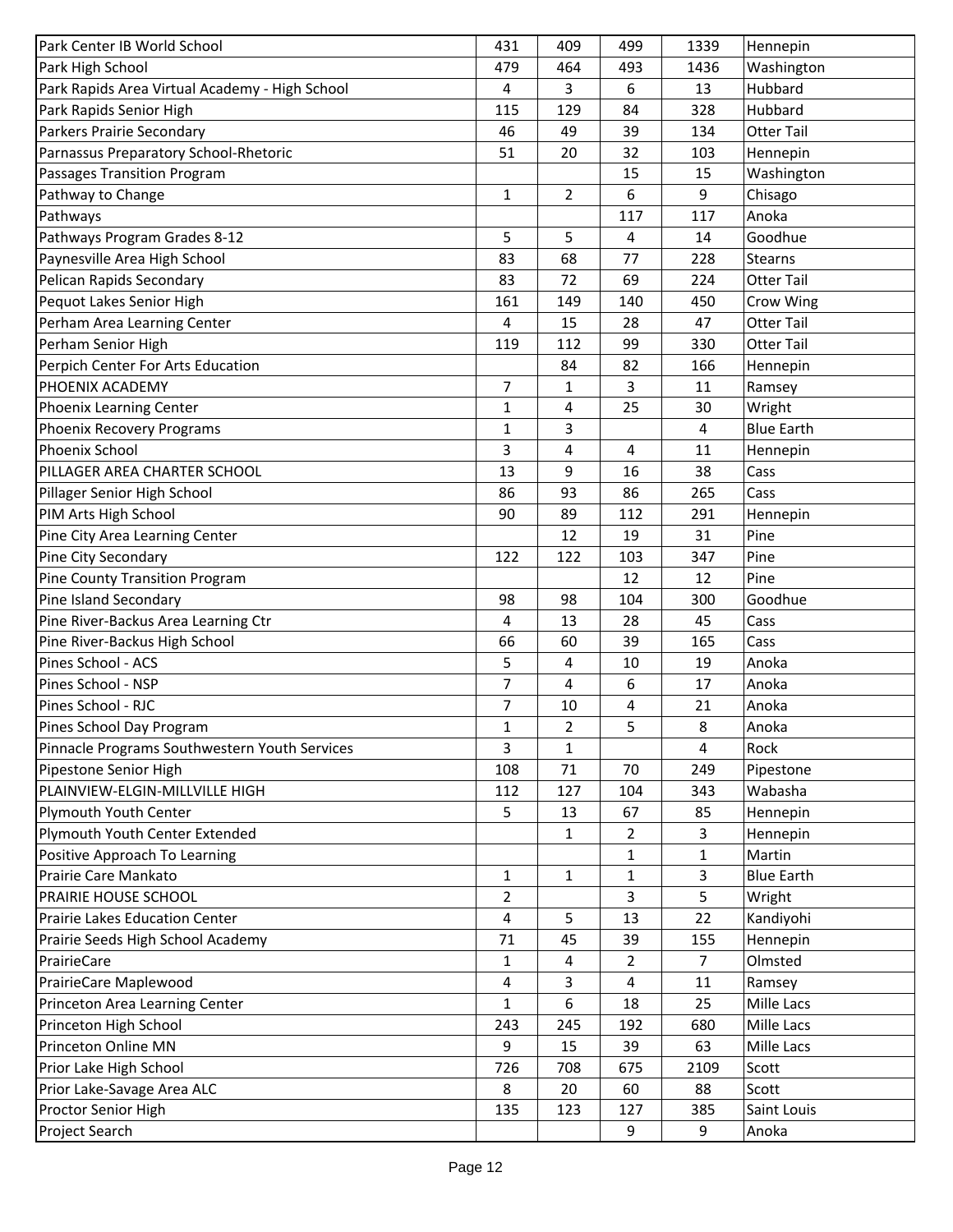| | | | | | |
|---|---|---|---|---|---|
| Park Center IB World School | 431 | 409 | 499 | 1339 | Hennepin |
| Park High School | 479 | 464 | 493 | 1436 | Washington |
| Park Rapids Area Virtual Academy - High School | 4 | 3 | 6 | 13 | Hubbard |
| Park Rapids Senior High | 115 | 129 | 84 | 328 | Hubbard |
| Parkers Prairie Secondary | 46 | 49 | 39 | 134 | Otter Tail |
| Parnassus Preparatory School-Rhetoric | 51 | 20 | 32 | 103 | Hennepin |
| Passages Transition Program | | | 15 | 15 | Washington |
| Pathway to Change | 1 | 2 | 6 | 9 | Chisago |
| Pathways | | | 117 | 117 | Anoka |
| Pathways Program Grades 8-12 | 5 | 5 | 4 | 14 | Goodhue |
| Paynesville Area High School | 83 | 68 | 77 | 228 | Stearns |
| Pelican Rapids Secondary | 83 | 72 | 69 | 224 | Otter Tail |
| Pequot Lakes Senior High | 161 | 149 | 140 | 450 | Crow Wing |
| Perham Area Learning Center | 4 | 15 | 28 | 47 | Otter Tail |
| Perham Senior High | 119 | 112 | 99 | 330 | Otter Tail |
| Perpich Center For Arts Education | | 84 | 82 | 166 | Hennepin |
| PHOENIX ACADEMY | 7 | 1 | 3 | 11 | Ramsey |
| Phoenix Learning Center | 1 | 4 | 25 | 30 | Wright |
| Phoenix Recovery Programs | 1 | 3 | | 4 | Blue Earth |
| Phoenix School | 3 | 4 | 4 | 11 | Hennepin |
| PILLAGER AREA CHARTER SCHOOL | 13 | 9 | 16 | 38 | Cass |
| Pillager Senior High School | 86 | 93 | 86 | 265 | Cass |
| PIM Arts High School | 90 | 89 | 112 | 291 | Hennepin |
| Pine City Area Learning Center | | 12 | 19 | 31 | Pine |
| Pine City Secondary | 122 | 122 | 103 | 347 | Pine |
| Pine County Transition Program | | | 12 | 12 | Pine |
| Pine Island Secondary | 98 | 98 | 104 | 300 | Goodhue |
| Pine River-Backus Area Learning Ctr | 4 | 13 | 28 | 45 | Cass |
| Pine River-Backus High School | 66 | 60 | 39 | 165 | Cass |
| Pines School - ACS | 5 | 4 | 10 | 19 | Anoka |
| Pines School - NSP | 7 | 4 | 6 | 17 | Anoka |
| Pines School - RJC | 7 | 10 | 4 | 21 | Anoka |
| Pines School Day Program | 1 | 2 | 5 | 8 | Anoka |
| Pinnacle Programs Southwestern Youth Services | 3 | 1 | | 4 | Rock |
| Pipestone Senior High | 108 | 71 | 70 | 249 | Pipestone |
| PLAINVIEW-ELGIN-MILLVILLE HIGH | 112 | 127 | 104 | 343 | Wabasha |
| Plymouth Youth Center | 5 | 13 | 67 | 85 | Hennepin |
| Plymouth Youth Center Extended | | 1 | 2 | 3 | Hennepin |
| Positive Approach To Learning | | | 1 | 1 | Martin |
| Prairie Care Mankato | 1 | 1 | 1 | 3 | Blue Earth |
| PRAIRIE HOUSE SCHOOL | 2 | | 3 | 5 | Wright |
| Prairie Lakes Education Center | 4 | 5 | 13 | 22 | Kandiyohi |
| Prairie Seeds High School Academy | 71 | 45 | 39 | 155 | Hennepin |
| PrairieCare | 1 | 4 | 2 | 7 | Olmsted |
| PrairieCare Maplewood | 4 | 3 | 4 | 11 | Ramsey |
| Princeton Area Learning Center | 1 | 6 | 18 | 25 | Mille Lacs |
| Princeton High School | 243 | 245 | 192 | 680 | Mille Lacs |
| Princeton Online MN | 9 | 15 | 39 | 63 | Mille Lacs |
| Prior Lake High School | 726 | 708 | 675 | 2109 | Scott |
| Prior Lake-Savage Area ALC | 8 | 20 | 60 | 88 | Scott |
| Proctor Senior High | 135 | 123 | 127 | 385 | Saint Louis |
| Project Search | | | 9 | 9 | Anoka |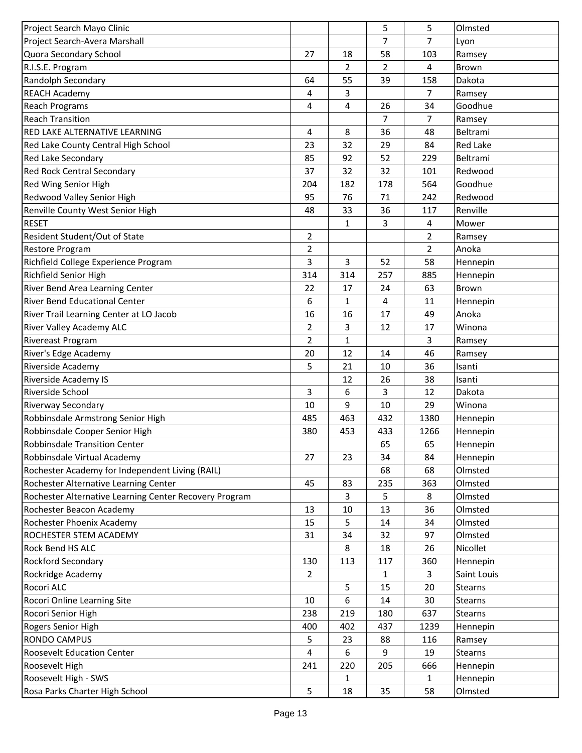| | | | | | |
|---|---|---|---|---|---|
| Project Search Mayo Clinic | | | 5 | 5 | Olmsted |
| Project Search-Avera Marshall | | | 7 | 7 | Lyon |
| Quora Secondary School | 27 | 18 | 58 | 103 | Ramsey |
| R.I.S.E. Program | | 2 | 2 | 4 | Brown |
| Randolph Secondary | 64 | 55 | 39 | 158 | Dakota |
| REACH Academy | 4 | 3 | | 7 | Ramsey |
| Reach Programs | 4 | 4 | 26 | 34 | Goodhue |
| Reach Transition | | | 7 | 7 | Ramsey |
| RED LAKE ALTERNATIVE LEARNING | 4 | 8 | 36 | 48 | Beltrami |
| Red Lake County Central High School | 23 | 32 | 29 | 84 | Red Lake |
| Red Lake Secondary | 85 | 92 | 52 | 229 | Beltrami |
| Red Rock Central Secondary | 37 | 32 | 32 | 101 | Redwood |
| Red Wing Senior High | 204 | 182 | 178 | 564 | Goodhue |
| Redwood Valley Senior High | 95 | 76 | 71 | 242 | Redwood |
| Renville County West Senior High | 48 | 33 | 36 | 117 | Renville |
| RESET | | 1 | 3 | 4 | Mower |
| Resident Student/Out of State | 2 | | | 2 | Ramsey |
| Restore Program | 2 | | | 2 | Anoka |
| Richfield College Experience Program | 3 | 3 | 52 | 58 | Hennepin |
| Richfield Senior High | 314 | 314 | 257 | 885 | Hennepin |
| River Bend Area Learning Center | 22 | 17 | 24 | 63 | Brown |
| River Bend Educational Center | 6 | 1 | 4 | 11 | Hennepin |
| River Trail Learning Center at LO Jacob | 16 | 16 | 17 | 49 | Anoka |
| River Valley Academy ALC | 2 | 3 | 12 | 17 | Winona |
| Rivereast Program | 2 | 1 | | 3 | Ramsey |
| River's Edge Academy | 20 | 12 | 14 | 46 | Ramsey |
| Riverside Academy | 5 | 21 | 10 | 36 | Isanti |
| Riverside Academy IS | | 12 | 26 | 38 | Isanti |
| Riverside School | 3 | 6 | 3 | 12 | Dakota |
| Riverway Secondary | 10 | 9 | 10 | 29 | Winona |
| Robbinsdale Armstrong Senior High | 485 | 463 | 432 | 1380 | Hennepin |
| Robbinsdale Cooper Senior High | 380 | 453 | 433 | 1266 | Hennepin |
| Robbinsdale Transition Center | | | 65 | 65 | Hennepin |
| Robbinsdale Virtual Academy | 27 | 23 | 34 | 84 | Hennepin |
| Rochester Academy for Independent Living (RAIL) | | | 68 | 68 | Olmsted |
| Rochester Alternative Learning Center | 45 | 83 | 235 | 363 | Olmsted |
| Rochester Alternative Learning Center Recovery Program | | 3 | 5 | 8 | Olmsted |
| Rochester Beacon Academy | 13 | 10 | 13 | 36 | Olmsted |
| Rochester Phoenix Academy | 15 | 5 | 14 | 34 | Olmsted |
| ROCHESTER STEM ACADEMY | 31 | 34 | 32 | 97 | Olmsted |
| Rock Bend HS ALC | | 8 | 18 | 26 | Nicollet |
| Rockford Secondary | 130 | 113 | 117 | 360 | Hennepin |
| Rockridge Academy | 2 | | 1 | 3 | Saint Louis |
| Rocori ALC | | 5 | 15 | 20 | Stearns |
| Rocori Online Learning Site | 10 | 6 | 14 | 30 | Stearns |
| Rocori Senior High | 238 | 219 | 180 | 637 | Stearns |
| Rogers Senior High | 400 | 402 | 437 | 1239 | Hennepin |
| RONDO CAMPUS | 5 | 23 | 88 | 116 | Ramsey |
| Roosevelt Education Center | 4 | 6 | 9 | 19 | Stearns |
| Roosevelt High | 241 | 220 | 205 | 666 | Hennepin |
| Roosevelt High - SWS | | 1 | | 1 | Hennepin |
| Rosa Parks Charter High School | 5 | 18 | 35 | 58 | Olmsted |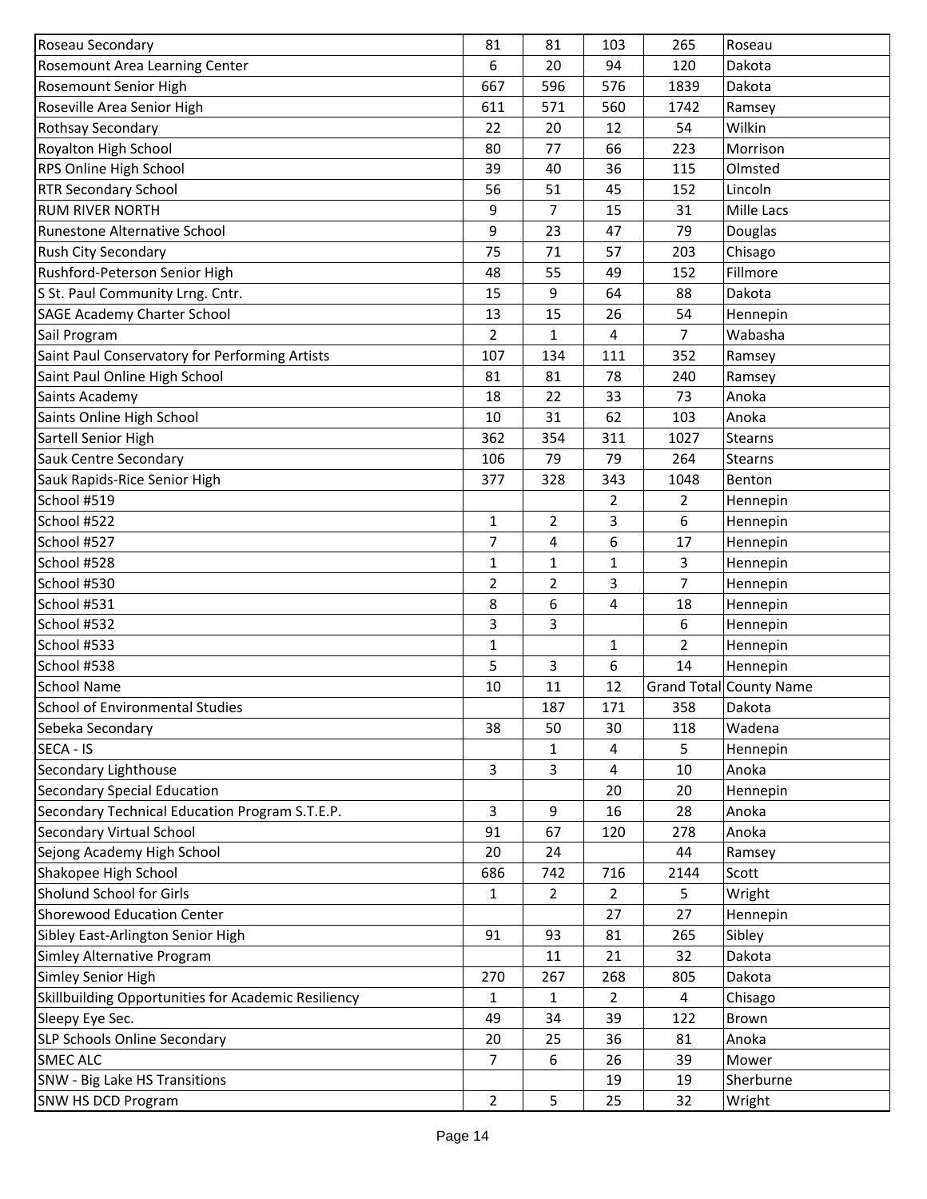| Roseau Secondary | 81 | 81 | 103 | 265 | Roseau |
|---|---|---|---|---|---|
| Rosemount Area Learning Center | 6 | 20 | 94 | 120 | Dakota |
| Rosemount Senior High | 667 | 596 | 576 | 1839 | Dakota |
| Roseville Area Senior High | 611 | 571 | 560 | 1742 | Ramsey |
| Rothsay Secondary | 22 | 20 | 12 | 54 | Wilkin |
| Royalton High School | 80 | 77 | 66 | 223 | Morrison |
| RPS Online High School | 39 | 40 | 36 | 115 | Olmsted |
| RTR Secondary School | 56 | 51 | 45 | 152 | Lincoln |
| RUM RIVER NORTH | 9 | 7 | 15 | 31 | Mille Lacs |
| Runestone Alternative School | 9 | 23 | 47 | 79 | Douglas |
| Rush City Secondary | 75 | 71 | 57 | 203 | Chisago |
| Rushford-Peterson Senior High | 48 | 55 | 49 | 152 | Fillmore |
| S St. Paul Community Lrng. Cntr. | 15 | 9 | 64 | 88 | Dakota |
| SAGE Academy Charter School | 13 | 15 | 26 | 54 | Hennepin |
| Sail Program | 2 | 1 | 4 | 7 | Wabasha |
| Saint Paul Conservatory for Performing Artists | 107 | 134 | 111 | 352 | Ramsey |
| Saint Paul Online High School | 81 | 81 | 78 | 240 | Ramsey |
| Saints Academy | 18 | 22 | 33 | 73 | Anoka |
| Saints Online High School | 10 | 31 | 62 | 103 | Anoka |
| Sartell Senior High | 362 | 354 | 311 | 1027 | Stearns |
| Sauk Centre Secondary | 106 | 79 | 79 | 264 | Stearns |
| Sauk Rapids-Rice Senior High | 377 | 328 | 343 | 1048 | Benton |
| School #519 | | | 2 | 2 | Hennepin |
| School #522 | 1 | 2 | 3 | 6 | Hennepin |
| School #527 | 7 | 4 | 6 | 17 | Hennepin |
| School #528 | 1 | 1 | 1 | 3 | Hennepin |
| School #530 | 2 | 2 | 3 | 7 | Hennepin |
| School #531 | 8 | 6 | 4 | 18 | Hennepin |
| School #532 | 3 | 3 | | 6 | Hennepin |
| School #533 | 1 | | 1 | 2 | Hennepin |
| School #538 | 5 | 3 | 6 | 14 | Hennepin |
| School Name | 10 | 11 | 12 | Grand Total | County Name |
| School of Environmental Studies | | 187 | 171 | 358 | Dakota |
| Sebeka Secondary | 38 | 50 | 30 | 118 | Wadena |
| SECA - IS | | 1 | 4 | 5 | Hennepin |
| Secondary Lighthouse | 3 | 3 | 4 | 10 | Anoka |
| Secondary Special Education | | | 20 | 20 | Hennepin |
| Secondary Technical Education Program S.T.E.P. | 3 | 9 | 16 | 28 | Anoka |
| Secondary Virtual School | 91 | 67 | 120 | 278 | Anoka |
| Sejong Academy High School | 20 | 24 | | 44 | Ramsey |
| Shakopee High School | 686 | 742 | 716 | 2144 | Scott |
| Sholund School for Girls | 1 | 2 | 2 | 5 | Wright |
| Shorewood Education Center | | | 27 | 27 | Hennepin |
| Sibley East-Arlington Senior High | 91 | 93 | 81 | 265 | Sibley |
| Simley Alternative Program | | 11 | 21 | 32 | Dakota |
| Simley Senior High | 270 | 267 | 268 | 805 | Dakota |
| Skillbuilding Opportunities for Academic Resiliency | 1 | 1 | 2 | 4 | Chisago |
| Sleepy Eye Sec. | 49 | 34 | 39 | 122 | Brown |
| SLP Schools Online Secondary | 20 | 25 | 36 | 81 | Anoka |
| SMEC ALC | 7 | 6 | 26 | 39 | Mower |
| SNW - Big Lake HS Transitions | | | 19 | 19 | Sherburne |
| SNW HS DCD Program | 2 | 5 | 25 | 32 | Wright |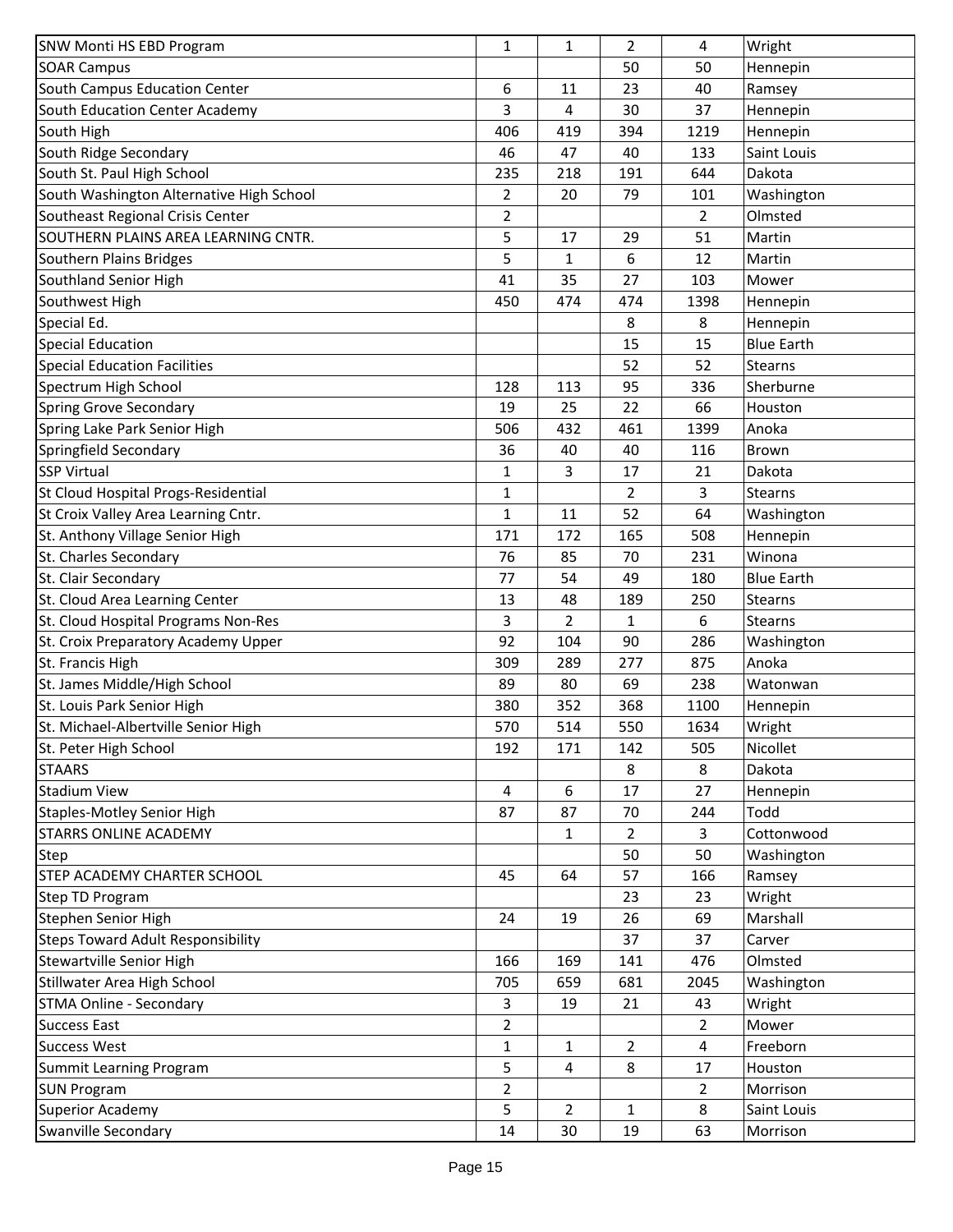| | | | | | |
|---|---|---|---|---|---|
| SNW Monti HS EBD Program | 1 | 1 | 2 | 4 | Wright |
| SOAR Campus | | | 50 | 50 | Hennepin |
| South Campus Education Center | 6 | 11 | 23 | 40 | Ramsey |
| South Education Center Academy | 3 | 4 | 30 | 37 | Hennepin |
| South High | 406 | 419 | 394 | 1219 | Hennepin |
| South Ridge Secondary | 46 | 47 | 40 | 133 | Saint Louis |
| South St. Paul High School | 235 | 218 | 191 | 644 | Dakota |
| South Washington Alternative High School | 2 | 20 | 79 | 101 | Washington |
| Southeast Regional Crisis Center | 2 | | | 2 | Olmsted |
| SOUTHERN PLAINS AREA LEARNING CNTR. | 5 | 17 | 29 | 51 | Martin |
| Southern Plains Bridges | 5 | 1 | 6 | 12 | Martin |
| Southland Senior High | 41 | 35 | 27 | 103 | Mower |
| Southwest High | 450 | 474 | 474 | 1398 | Hennepin |
| Special Ed. | | | 8 | 8 | Hennepin |
| Special Education | | | 15 | 15 | Blue Earth |
| Special Education Facilities | | | 52 | 52 | Stearns |
| Spectrum High School | 128 | 113 | 95 | 336 | Sherburne |
| Spring Grove Secondary | 19 | 25 | 22 | 66 | Houston |
| Spring Lake Park Senior High | 506 | 432 | 461 | 1399 | Anoka |
| Springfield Secondary | 36 | 40 | 40 | 116 | Brown |
| SSP Virtual | 1 | 3 | 17 | 21 | Dakota |
| St Cloud Hospital Progs-Residential | 1 | | 2 | 3 | Stearns |
| St Croix Valley Area Learning Cntr. | 1 | 11 | 52 | 64 | Washington |
| St. Anthony Village Senior High | 171 | 172 | 165 | 508 | Hennepin |
| St. Charles Secondary | 76 | 85 | 70 | 231 | Winona |
| St. Clair Secondary | 77 | 54 | 49 | 180 | Blue Earth |
| St. Cloud Area Learning Center | 13 | 48 | 189 | 250 | Stearns |
| St. Cloud Hospital Programs Non-Res | 3 | 2 | 1 | 6 | Stearns |
| St. Croix Preparatory Academy Upper | 92 | 104 | 90 | 286 | Washington |
| St. Francis High | 309 | 289 | 277 | 875 | Anoka |
| St. James Middle/High School | 89 | 80 | 69 | 238 | Watonwan |
| St. Louis Park Senior High | 380 | 352 | 368 | 1100 | Hennepin |
| St. Michael-Albertville Senior High | 570 | 514 | 550 | 1634 | Wright |
| St. Peter High School | 192 | 171 | 142 | 505 | Nicollet |
| STAARS | | | 8 | 8 | Dakota |
| Stadium View | 4 | 6 | 17 | 27 | Hennepin |
| Staples-Motley Senior High | 87 | 87 | 70 | 244 | Todd |
| STARRS ONLINE ACADEMY | | 1 | 2 | 3 | Cottonwood |
| Step | | | 50 | 50 | Washington |
| STEP ACADEMY CHARTER SCHOOL | 45 | 64 | 57 | 166 | Ramsey |
| Step TD Program | | | 23 | 23 | Wright |
| Stephen Senior High | 24 | 19 | 26 | 69 | Marshall |
| Steps Toward Adult Responsibility | | | 37 | 37 | Carver |
| Stewartville Senior High | 166 | 169 | 141 | 476 | Olmsted |
| Stillwater Area High School | 705 | 659 | 681 | 2045 | Washington |
| STMA Online - Secondary | 3 | 19 | 21 | 43 | Wright |
| Success East | 2 | | | 2 | Mower |
| Success West | 1 | 1 | 2 | 4 | Freeborn |
| Summit Learning Program | 5 | 4 | 8 | 17 | Houston |
| SUN Program | 2 | | | 2 | Morrison |
| Superior Academy | 5 | 2 | 1 | 8 | Saint Louis |
| Swanville Secondary | 14 | 30 | 19 | 63 | Morrison |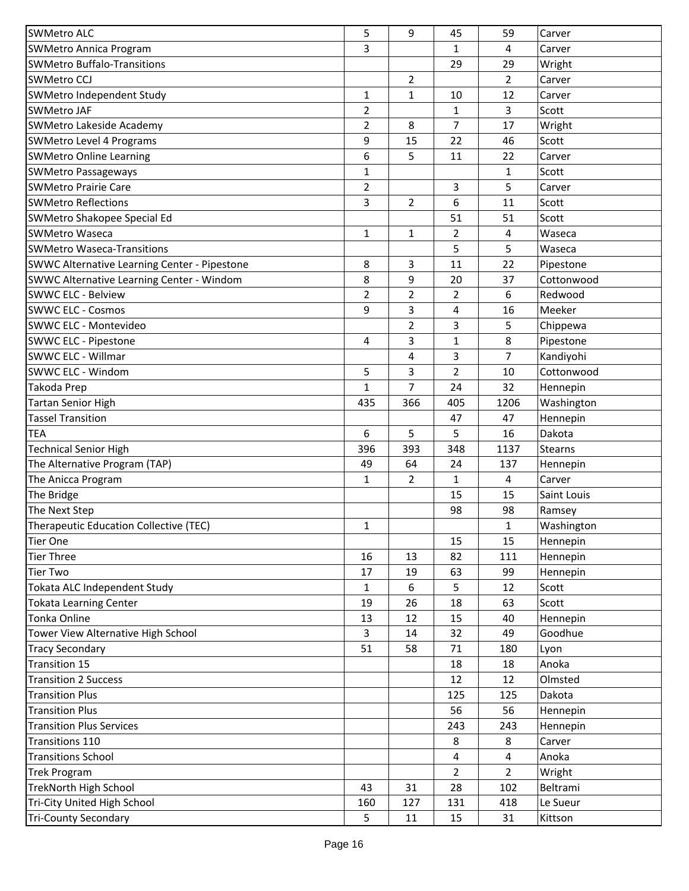| | | | | | |
|---|---|---|---|---|---|
| SWMetro ALC | 5 | 9 | 45 | 59 | Carver |
| SWMetro Annica Program | 3 | | 1 | 4 | Carver |
| SWMetro Buffalo-Transitions | | | 29 | 29 | Wright |
| SWMetro CCJ | | 2 | | 2 | Carver |
| SWMetro Independent Study | 1 | 1 | 10 | 12 | Carver |
| SWMetro JAF | 2 | | 1 | 3 | Scott |
| SWMetro Lakeside Academy | 2 | 8 | 7 | 17 | Wright |
| SWMetro Level 4 Programs | 9 | 15 | 22 | 46 | Scott |
| SWMetro Online Learning | 6 | 5 | 11 | 22 | Carver |
| SWMetro Passageways | 1 | | | 1 | Scott |
| SWMetro Prairie Care | 2 | | 3 | 5 | Carver |
| SWMetro Reflections | 3 | 2 | 6 | 11 | Scott |
| SWMetro Shakopee Special Ed | | | 51 | 51 | Scott |
| SWMetro Waseca | 1 | 1 | 2 | 4 | Waseca |
| SWMetro Waseca-Transitions | | | 5 | 5 | Waseca |
| SWWC Alternative Learning Center - Pipestone | 8 | 3 | 11 | 22 | Pipestone |
| SWWC Alternative Learning Center - Windom | 8 | 9 | 20 | 37 | Cottonwood |
| SWWC ELC - Belview | 2 | 2 | 2 | 6 | Redwood |
| SWWC ELC - Cosmos | 9 | 3 | 4 | 16 | Meeker |
| SWWC ELC - Montevideo | | 2 | 3 | 5 | Chippewa |
| SWWC ELC - Pipestone | 4 | 3 | 1 | 8 | Pipestone |
| SWWC ELC - Willmar | | 4 | 3 | 7 | Kandiyohi |
| SWWC ELC - Windom | 5 | 3 | 2 | 10 | Cottonwood |
| Takoda Prep | 1 | 7 | 24 | 32 | Hennepin |
| Tartan Senior High | 435 | 366 | 405 | 1206 | Washington |
| Tassel Transition | | | 47 | 47 | Hennepin |
| TEA | 6 | 5 | 5 | 16 | Dakota |
| Technical Senior High | 396 | 393 | 348 | 1137 | Stearns |
| The Alternative Program (TAP) | 49 | 64 | 24 | 137 | Hennepin |
| The Anicca Program | 1 | 2 | 1 | 4 | Carver |
| The Bridge | | | 15 | 15 | Saint Louis |
| The Next Step | | | 98 | 98 | Ramsey |
| Therapeutic Education Collective (TEC) | 1 | | | 1 | Washington |
| Tier One | | | 15 | 15 | Hennepin |
| Tier Three | 16 | 13 | 82 | 111 | Hennepin |
| Tier Two | 17 | 19 | 63 | 99 | Hennepin |
| Tokata ALC Independent Study | 1 | 6 | 5 | 12 | Scott |
| Tokata Learning Center | 19 | 26 | 18 | 63 | Scott |
| Tonka Online | 13 | 12 | 15 | 40 | Hennepin |
| Tower View Alternative High School | 3 | 14 | 32 | 49 | Goodhue |
| Tracy Secondary | 51 | 58 | 71 | 180 | Lyon |
| Transition 15 | | | 18 | 18 | Anoka |
| Transition 2 Success | | | 12 | 12 | Olmsted |
| Transition Plus | | | 125 | 125 | Dakota |
| Transition Plus | | | 56 | 56 | Hennepin |
| Transition Plus Services | | | 243 | 243 | Hennepin |
| Transitions 110 | | | 8 | 8 | Carver |
| Transitions School | | | 4 | 4 | Anoka |
| Trek Program | | | 2 | 2 | Wright |
| TrekNorth High School | 43 | 31 | 28 | 102 | Beltrami |
| Tri-City United High School | 160 | 127 | 131 | 418 | Le Sueur |
| Tri-County Secondary | 5 | 11 | 15 | 31 | Kittson |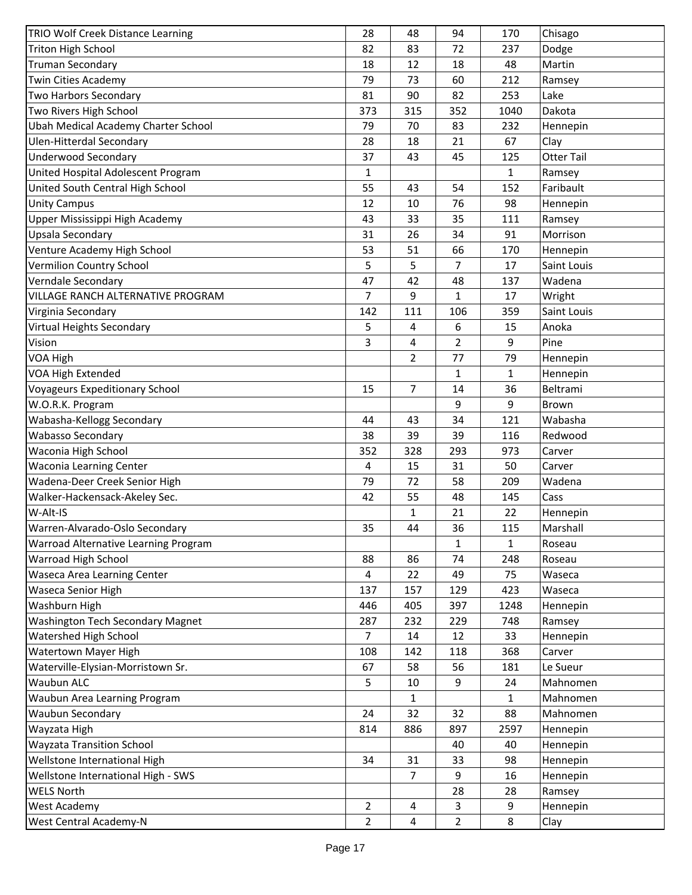| | | | | | |
|---|---|---|---|---|---|
| TRIO Wolf Creek Distance Learning | 28 | 48 | 94 | 170 | Chisago |
| Triton High School | 82 | 83 | 72 | 237 | Dodge |
| Truman Secondary | 18 | 12 | 18 | 48 | Martin |
| Twin Cities Academy | 79 | 73 | 60 | 212 | Ramsey |
| Two Harbors Secondary | 81 | 90 | 82 | 253 | Lake |
| Two Rivers High School | 373 | 315 | 352 | 1040 | Dakota |
| Ubah Medical Academy Charter School | 79 | 70 | 83 | 232 | Hennepin |
| Ulen-Hitterdal Secondary | 28 | 18 | 21 | 67 | Clay |
| Underwood Secondary | 37 | 43 | 45 | 125 | Otter Tail |
| United Hospital Adolescent Program | 1 | | | 1 | Ramsey |
| United South Central High School | 55 | 43 | 54 | 152 | Faribault |
| Unity Campus | 12 | 10 | 76 | 98 | Hennepin |
| Upper Mississippi High Academy | 43 | 33 | 35 | 111 | Ramsey |
| Upsala Secondary | 31 | 26 | 34 | 91 | Morrison |
| Venture Academy High School | 53 | 51 | 66 | 170 | Hennepin |
| Vermilion Country School | 5 | 5 | 7 | 17 | Saint Louis |
| Verndale Secondary | 47 | 42 | 48 | 137 | Wadena |
| VILLAGE RANCH ALTERNATIVE PROGRAM | 7 | 9 | 1 | 17 | Wright |
| Virginia Secondary | 142 | 111 | 106 | 359 | Saint Louis |
| Virtual Heights Secondary | 5 | 4 | 6 | 15 | Anoka |
| Vision | 3 | 4 | 2 | 9 | Pine |
| VOA High | | 2 | 77 | 79 | Hennepin |
| VOA High Extended | | | 1 | 1 | Hennepin |
| Voyageurs Expeditionary School | 15 | 7 | 14 | 36 | Beltrami |
| W.O.R.K. Program | | | 9 | 9 | Brown |
| Wabasha-Kellogg Secondary | 44 | 43 | 34 | 121 | Wabasha |
| Wabasso Secondary | 38 | 39 | 39 | 116 | Redwood |
| Waconia High School | 352 | 328 | 293 | 973 | Carver |
| Waconia Learning Center | 4 | 15 | 31 | 50 | Carver |
| Wadena-Deer Creek Senior High | 79 | 72 | 58 | 209 | Wadena |
| Walker-Hackensack-Akeley Sec. | 42 | 55 | 48 | 145 | Cass |
| W-Alt-IS | | 1 | 21 | 22 | Hennepin |
| Warren-Alvarado-Oslo Secondary | 35 | 44 | 36 | 115 | Marshall |
| Warroad Alternative Learning Program | | | 1 | 1 | Roseau |
| Warroad High School | 88 | 86 | 74 | 248 | Roseau |
| Waseca Area Learning Center | 4 | 22 | 49 | 75 | Waseca |
| Waseca Senior High | 137 | 157 | 129 | 423 | Waseca |
| Washburn High | 446 | 405 | 397 | 1248 | Hennepin |
| Washington Tech Secondary Magnet | 287 | 232 | 229 | 748 | Ramsey |
| Watershed High School | 7 | 14 | 12 | 33 | Hennepin |
| Watertown Mayer High | 108 | 142 | 118 | 368 | Carver |
| Waterville-Elysian-Morristown Sr. | 67 | 58 | 56 | 181 | Le Sueur |
| Waubun ALC | 5 | 10 | 9 | 24 | Mahnomen |
| Waubun Area Learning Program | | 1 | | 1 | Mahnomen |
| Waubun Secondary | 24 | 32 | 32 | 88 | Mahnomen |
| Wayzata High | 814 | 886 | 897 | 2597 | Hennepin |
| Wayzata Transition School | | | 40 | 40 | Hennepin |
| Wellstone International High | 34 | 31 | 33 | 98 | Hennepin |
| Wellstone International High - SWS | | 7 | 9 | 16 | Hennepin |
| WELS North | | | 28 | 28 | Ramsey |
| West Academy | 2 | 4 | 3 | 9 | Hennepin |
| West Central Academy-N | 2 | 4 | 2 | 8 | Clay |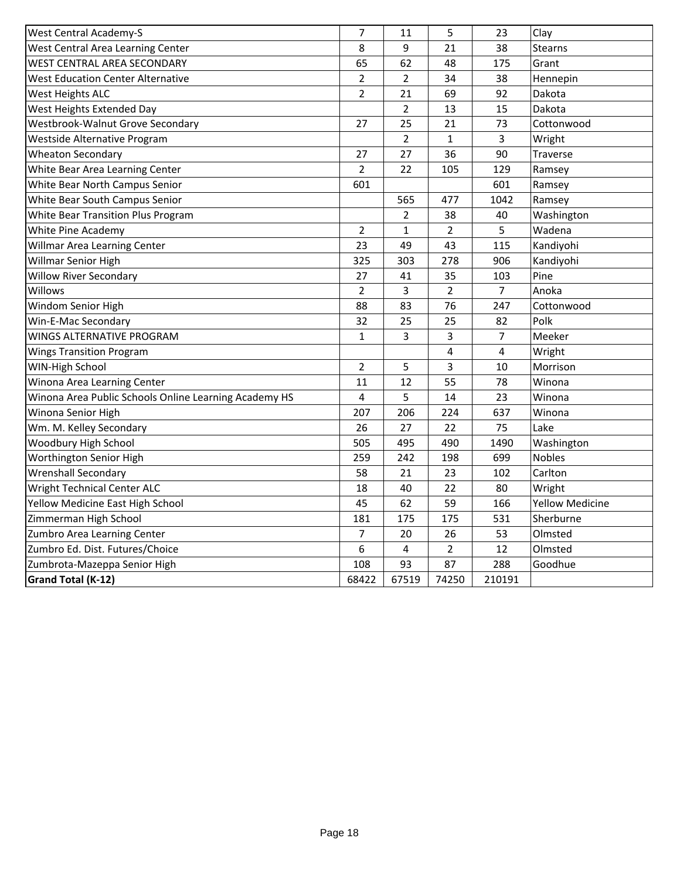| | | | | | |
|---|---|---|---|---|---|
| West Central Academy-S | 7 | 11 | 5 | 23 | Clay |
| West Central Area Learning Center | 8 | 9 | 21 | 38 | Stearns |
| WEST CENTRAL AREA SECONDARY | 65 | 62 | 48 | 175 | Grant |
| West Education Center Alternative | 2 | 2 | 34 | 38 | Hennepin |
| West Heights ALC | 2 | 21 | 69 | 92 | Dakota |
| West Heights Extended Day | | 2 | 13 | 15 | Dakota |
| Westbrook-Walnut Grove Secondary | 27 | 25 | 21 | 73 | Cottonwood |
| Westside Alternative Program | | 2 | 1 | 3 | Wright |
| Wheaton Secondary | 27 | 27 | 36 | 90 | Traverse |
| White Bear Area Learning Center | 2 | 22 | 105 | 129 | Ramsey |
| White Bear North Campus Senior | 601 | | | 601 | Ramsey |
| White Bear South Campus Senior | | 565 | 477 | 1042 | Ramsey |
| White Bear Transition Plus Program | | 2 | 38 | 40 | Washington |
| White Pine Academy | 2 | 1 | 2 | 5 | Wadena |
| Willmar Area Learning Center | 23 | 49 | 43 | 115 | Kandiyohi |
| Willmar Senior High | 325 | 303 | 278 | 906 | Kandiyohi |
| Willow River Secondary | 27 | 41 | 35 | 103 | Pine |
| Willows | 2 | 3 | 2 | 7 | Anoka |
| Windom Senior High | 88 | 83 | 76 | 247 | Cottonwood |
| Win-E-Mac Secondary | 32 | 25 | 25 | 82 | Polk |
| WINGS ALTERNATIVE PROGRAM | 1 | 3 | 3 | 7 | Meeker |
| Wings Transition Program | | | 4 | 4 | Wright |
| WIN-High School | 2 | 5 | 3 | 10 | Morrison |
| Winona Area Learning Center | 11 | 12 | 55 | 78 | Winona |
| Winona Area Public Schools Online Learning Academy HS | 4 | 5 | 14 | 23 | Winona |
| Winona Senior High | 207 | 206 | 224 | 637 | Winona |
| Wm. M. Kelley Secondary | 26 | 27 | 22 | 75 | Lake |
| Woodbury High School | 505 | 495 | 490 | 1490 | Washington |
| Worthington Senior High | 259 | 242 | 198 | 699 | Nobles |
| Wrenshall Secondary | 58 | 21 | 23 | 102 | Carlton |
| Wright Technical Center ALC | 18 | 40 | 22 | 80 | Wright |
| Yellow Medicine East High School | 45 | 62 | 59 | 166 | Yellow Medicine |
| Zimmerman High School | 181 | 175 | 175 | 531 | Sherburne |
| Zumbro Area Learning Center | 7 | 20 | 26 | 53 | Olmsted |
| Zumbro Ed. Dist. Futures/Choice | 6 | 4 | 2 | 12 | Olmsted |
| Zumbrota-Mazeppa Senior High | 108 | 93 | 87 | 288 | Goodhue |
| **Grand Total (K-12)** | 68422 | 67519 | 74250 | 210191 | |